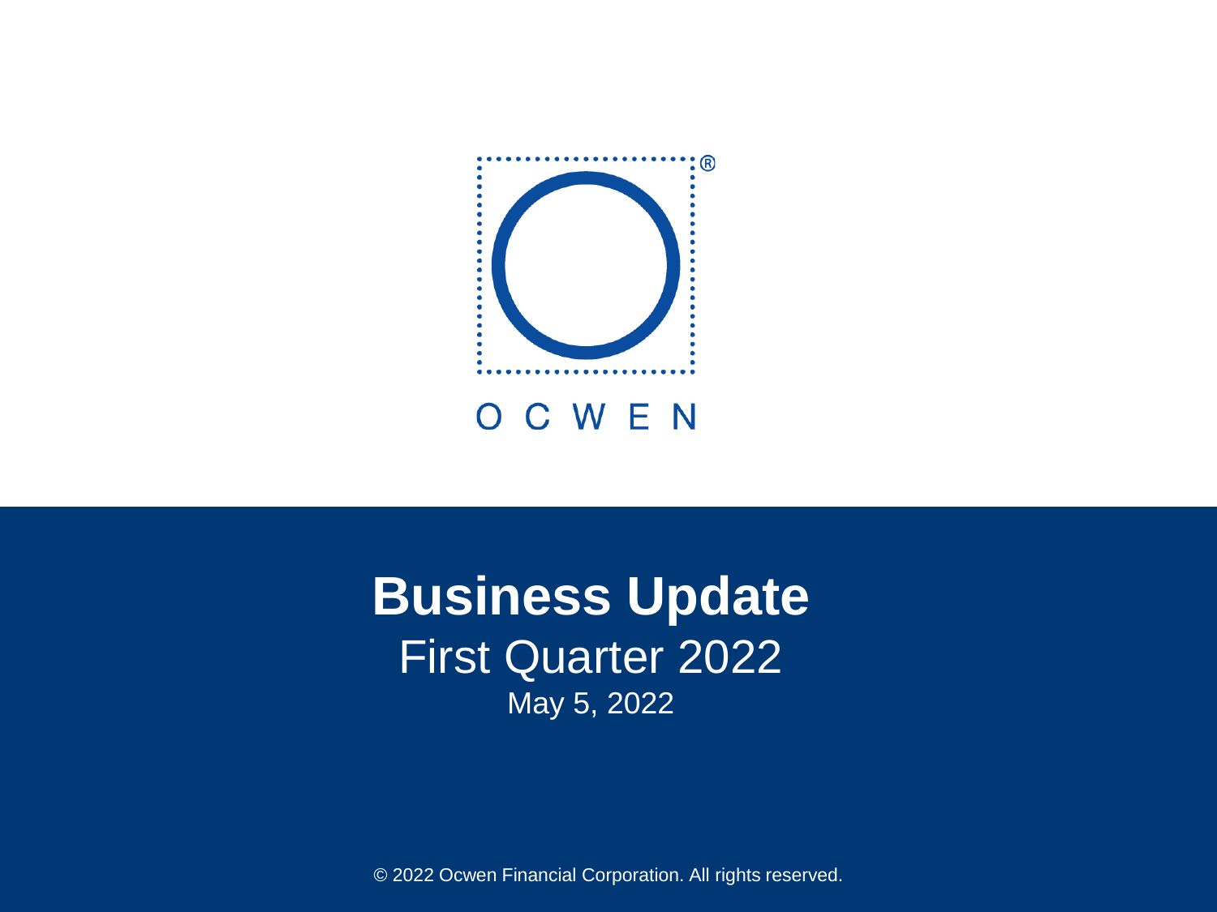OCWEN

# Business Update

First Quarter 2022

May 5, 2022

© 2022 Ocwen Financial Corporation. All rights reserved.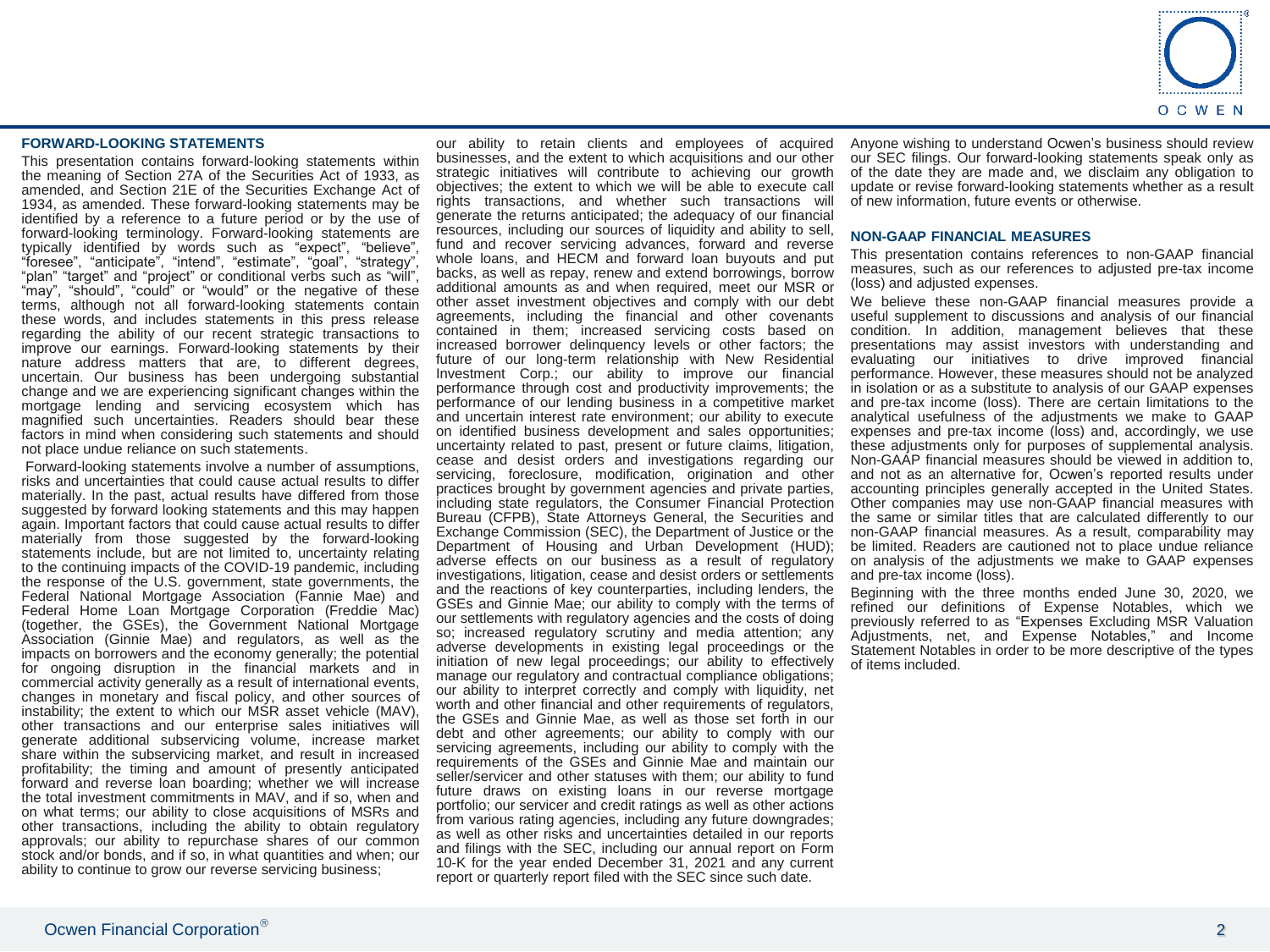## FORWARD-LOOKING STATEMENTS

This presentation contains forward-looking statements within the meaning of Section 27A of the Securities Act of 1933, as amended, and Section 21E of the Securities Exchange Act of 1934, as amended. These forward-looking statements may be identified by a reference to a future period or by the use of forward-looking terminology. Forward-looking statements are typically identified by words such as "expect", "believe", "foresee", "anticipate", "intend", "estimate", "goal", "strategy", "plan" "target" and "project" or conditional verbs such as "will", "may", "should", "could" or "would" or the negative of these terms, although not all forward-looking statements contain these words, and includes statements in this press release regarding the ability of our recent strategic transactions to improve our earnings. Forward-looking statements by their nature address matters that are, to different degrees, uncertain. Our business has been undergoing substantial change and we are experiencing significant changes within the mortgage lending and servicing ecosystem which has magnified such uncertainties. Readers should bear these factors in mind when considering such statements and should not place undue reliance on such statements.

Forward-looking statements involve a number of assumptions, risks and uncertainties that could cause actual results to differ materially. In the past, actual results have differed from those suggested by forward looking statements and this may happen again. Important factors that could cause actual results to differ materially from those suggested by the forward-looking statements include, but are not limited to, uncertainty relating to the continuing impacts of the COVID-19 pandemic, including the response of the U.S. government, state governments, the Federal National Mortgage Association (Fannie Mae) and Federal Home Loan Mortgage Corporation (Freddie Mac) (together, the GSEs), the Government National Mortgage Association (Ginnie Mae) and regulators, as well as the impacts on borrowers and the economy generally; the potential for ongoing disruption in the financial markets and in commercial activity generally as a result of international events, changes in monetary and fiscal policy, and other sources of instability; the extent to which our MSR asset vehicle (MAV), other transactions and our enterprise sales initiatives will generate additional subservicing volume, increase market share within the subservicing market, and result in increased profitability; the timing and amount of presently anticipated forward and reverse loan boarding; whether we will increase the total investment commitments in MAV, and if so, when and on what terms; our ability to close acquisitions of MSRs and other transactions, including the ability to obtain regulatory approvals; our ability to repurchase shares of our common stock and/or bonds, and if so, in what quantities and when; our ability to continue to grow our reverse servicing business; our ability to retain clients and employees of acquired businesses, and the extent to which acquisitions and our other strategic initiatives will contribute to achieving our growth objectives; the extent to which we will be able to execute call rights transactions, and whether such transactions will generate the returns anticipated; the adequacy of our financial resources, including our sources of liquidity and ability to sell, fund and recover servicing advances, forward and reverse whole loans, and HECM and forward loan buyouts and put backs, as well as repay, renew and extend borrowings, borrow additional amounts as and when required, meet our MSR or other asset investment objectives and comply with our debt agreements, including the financial and other covenants contained in them; increased servicing costs based on increased borrower delinquency levels or other factors; the future of our long-term relationship with New Residential Investment Corp.; our ability to improve our financial performance through cost and productivity improvements; the performance of our lending business in a competitive market and uncertain interest rate environment; our ability to execute on identified business development and sales opportunities; uncertainty related to past, present or future claims, litigation, cease and desist orders and investigations regarding our servicing, foreclosure, modification, origination and other practices brought by government agencies and private parties, including state regulators, the Consumer Financial Protection Bureau (CFPB), State Attorneys General, the Securities and Exchange Commission (SEC), the Department of Justice or the Department of Housing and Urban Development (HUD); adverse effects on our business as a result of regulatory investigations, litigation, cease and desist orders or settlements and the reactions of key counterparties, including lenders, the GSEs and Ginnie Mae; our ability to comply with the terms of our settlements with regulatory agencies and the costs of doing so; increased regulatory scrutiny and media attention; any adverse developments in existing legal proceedings or the initiation of new legal proceedings; our ability to effectively manage our regulatory and contractual compliance obligations; our ability to interpret correctly and comply with liquidity, net worth and other financial and other requirements of regulators, the GSEs and Ginnie Mae, as well as those set forth in our debt and other agreements; our ability to comply with our servicing agreements, including our ability to comply with the requirements of the GSEs and Ginnie Mae and maintain our seller/servicer and other statuses with them; our ability to fund future draws on existing loans in our reverse mortgage portfolio; our servicer and credit ratings as well as other actions from various rating agencies, including any future downgrades; as well as other risks and uncertainties detailed in our reports and filings with the SEC, including our annual report on Form 10-K for the year ended December 31, 2021 and any current report or quarterly report filed with the SEC since such date. Anyone wishing to understand Ocwen's business should review our SEC filings. Our forward-looking statements speak only as of the date they are made and, we disclaim any obligation to update or revise forward-looking statements whether as a result of new information, future events or otherwise.

## NON-GAAP FINANCIAL MEASURES

This presentation contains references to non-GAAP financial measures, such as our references to adjusted pre-tax income (loss) and adjusted expenses.

We believe these non-GAAP financial measures provide a useful supplement to discussions and analysis of our financial condition. In addition, management believes that these presentations may assist investors with understanding and evaluating our initiatives to drive improved financial performance. However, these measures should not be analyzed in isolation or as a substitute to analysis of our GAAP expenses and pre-tax income (loss). There are certain limitations to the analytical usefulness of the adjustments we make to GAAP expenses and pre-tax income (loss) and, accordingly, we use these adjustments only for purposes of supplemental analysis. Non-GAAP financial measures should be viewed in addition to, and not as an alternative for, Ocwen's reported results under accounting principles generally accepted in the United States. Other companies may use non-GAAP financial measures with the same or similar titles that are calculated differently to our non-GAAP financial measures. As a result, comparability may be limited. Readers are cautioned not to place undue reliance on analysis of the adjustments we make to GAAP expenses and pre-tax income (loss).

Beginning with the three months ended June 30, 2020, we refined our definitions of Expense Notables, which we previously referred to as "Expenses Excluding MSR Valuation Adjustments, net, and Expense Notables," and Income Statement Notables in order to be more descriptive of the types of items included.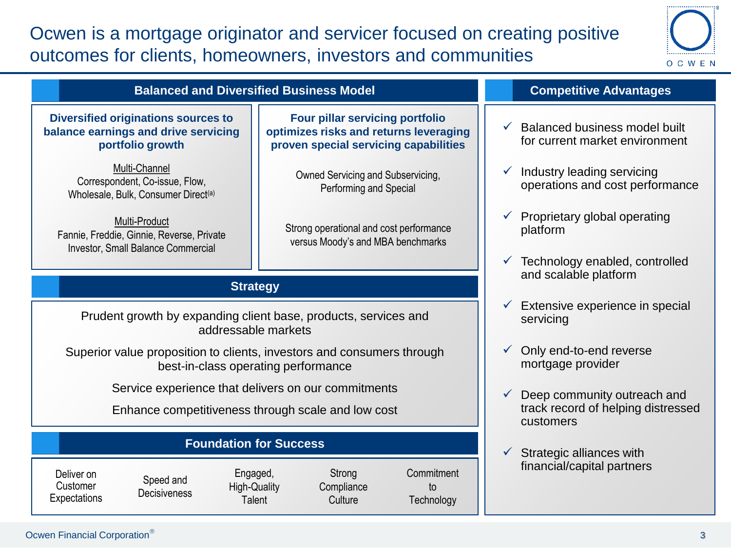# Ocwen is a mortgage originator and servicer focused on creating positive outcomes for clients, homeowners, investors and communities

## Balanced and Diversified Business Model

### Diversified originations sources to balance earnings and drive servicing portfolio growth

Multi-Channel
Correspondent, Co-issue, Flow, Wholesale, Bulk, Consumer Direct[a]

Multi-Product
Fannie, Freddie, Ginnie, Reverse, Private Investor, Small Balance Commercial

### Four pillar servicing portfolio optimizes risks and returns leveraging proven special servicing capabilities

Owned Servicing and Subservicing, Performing and Special

Strong operational and cost performance versus Moody's and MBA benchmarks

## Strategy

Prudent growth by expanding client base, products, services and addressable markets

Superior value proposition to clients, investors and consumers through best-in-class operating performance

Service experience that delivers on our commitments

Enhance competitiveness through scale and low cost

## Foundation for Success

- Deliver on Customer Expectations
- Speed and Decisiveness
- Engaged, High-Quality Talent
- Strong Compliance Culture
- Commitment to Technology

## Competitive Advantages

- ✓ Balanced business model built for current market environment
- ✓ Industry leading servicing operations and cost performance
- ✓ Proprietary global operating platform
- ✓ Technology enabled, controlled and scalable platform
- ✓ Extensive experience in special servicing
- ✓ Only end-to-end reverse mortgage provider
- ✓ Deep community outreach and track record of helping distressed customers
- ✓ Strategic alliances with financial/capital partners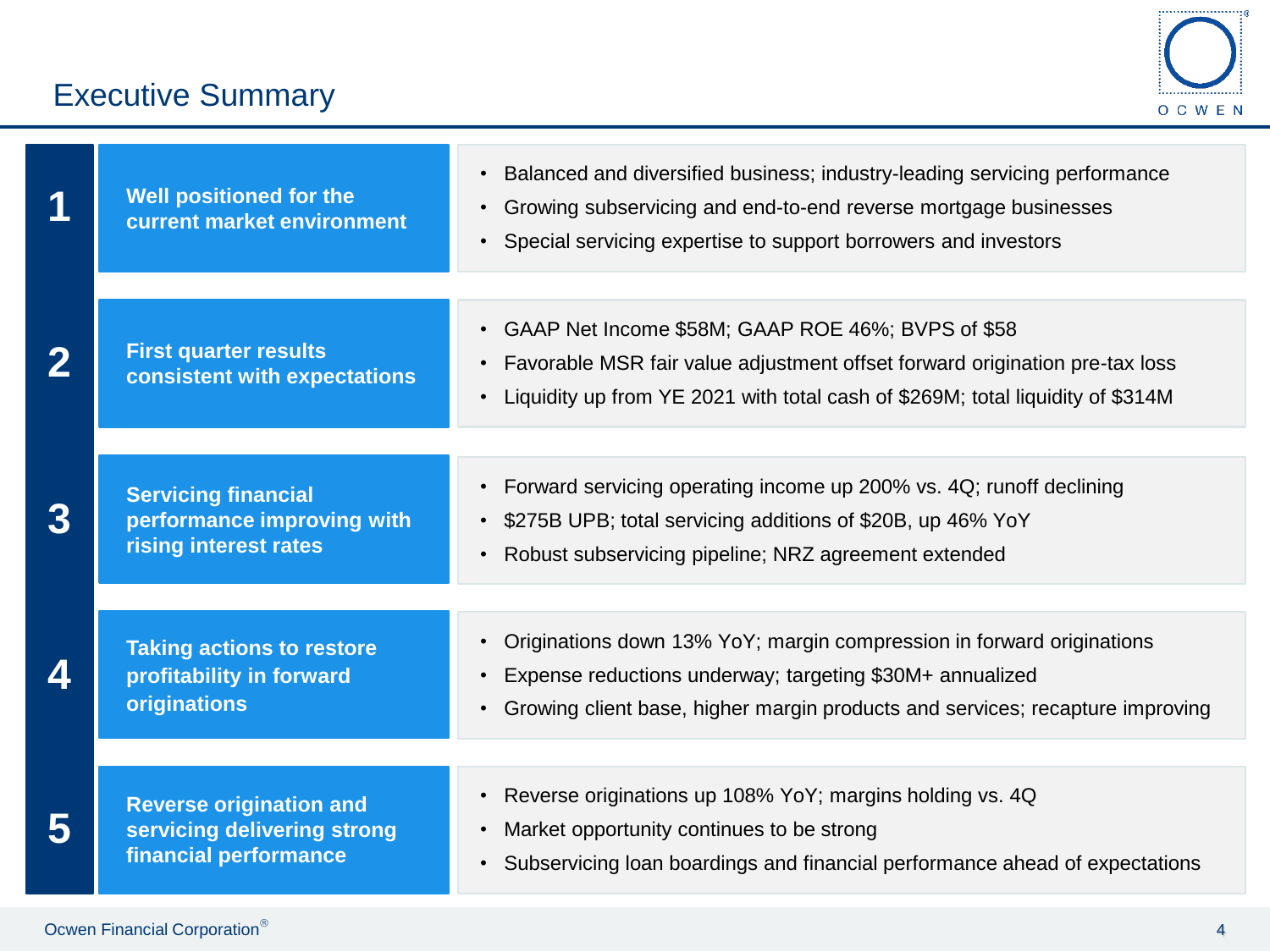# Executive Summary

## 1 Well positioned for the current market environment

- Balanced and diversified business; industry-leading servicing performance
- Growing subservicing and end-to-end reverse mortgage businesses
- Special servicing expertise to support borrowers and investors

## 2 First quarter results consistent with expectations

- GAAP Net Income $58M; GAAP ROE 46%; BVPS of $58
- Favorable MSR fair value adjustment offset forward origination pre-tax loss
- Liquidity up from YE 2021 with total cash of $269M; total liquidity of $314M

## 3 Servicing financial performance improving with rising interest rates

- Forward servicing operating income up 200% vs. 4Q; runoff declining
- $275B UPB; total servicing additions of $20B, up 46% YoY
- Robust subservicing pipeline; NRZ agreement extended

## 4 Taking actions to restore profitability in forward originations

- Originations down 13% YoY; margin compression in forward originations
- Expense reductions underway; targeting $30M+ annualized
- Growing client base, higher margin products and services; recapture improving

## 5 Reverse origination and servicing delivering strong financial performance

- Reverse originations up 108% YoY; margins holding vs. 4Q
- Market opportunity continues to be strong
- Subservicing loan boardings and financial performance ahead of expectations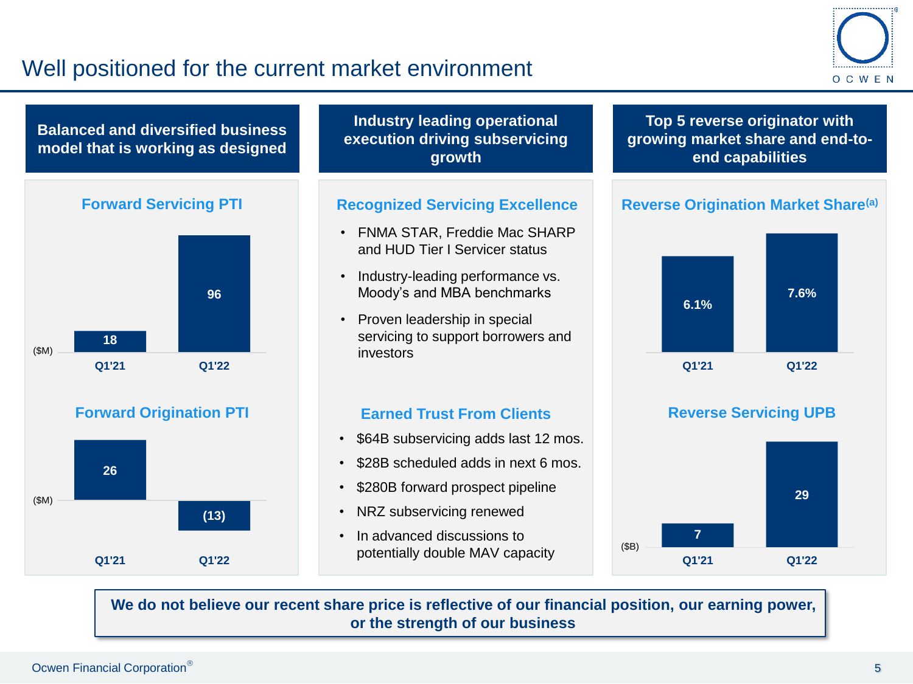# Well positioned for the current market environment

## Balanced and diversified business model that is working as designed

### Forward Servicing PTI

($M)

| | Q1'21 | Q1'22 |
|---|---|---|
| Forward Servicing PTI | 18 | 96 |

### Forward Origination PTI

($M)

| | Q1'21 | Q1'22 |
|---|---|---|
| Forward Origination PTI | 26 | (13) |

## Industry leading operational execution driving subservicing growth

### Recognized Servicing Excellence

- FNMA STAR, Freddie Mac SHARP and HUD Tier I Servicer status
- Industry-leading performance vs. Moody's and MBA benchmarks
- Proven leadership in special servicing to support borrowers and investors

### Earned Trust From Clients

- $64B subservicing adds last 12 mos.
- $28B scheduled adds in next 6 mos.
- $280B forward prospect pipeline
- NRZ subservicing renewed
- In advanced discussions to potentially double MAV capacity

## Top 5 reverse originator with growing market share and end-to-end capabilities

### Reverse Origination Market Share[(a)]

| | Q1'21 | Q1'22 |
|---|---|---|
| Reverse Origination Market Share | 6.1% | 7.6% |

### Reverse Servicing UPB

($B)

| | Q1'21 | Q1'22 |
|---|---|---|
| Reverse Servicing UPB | 7 | 29 |

**We do not believe our recent share price is reflective of our financial position, our earning power, or the strength of our business**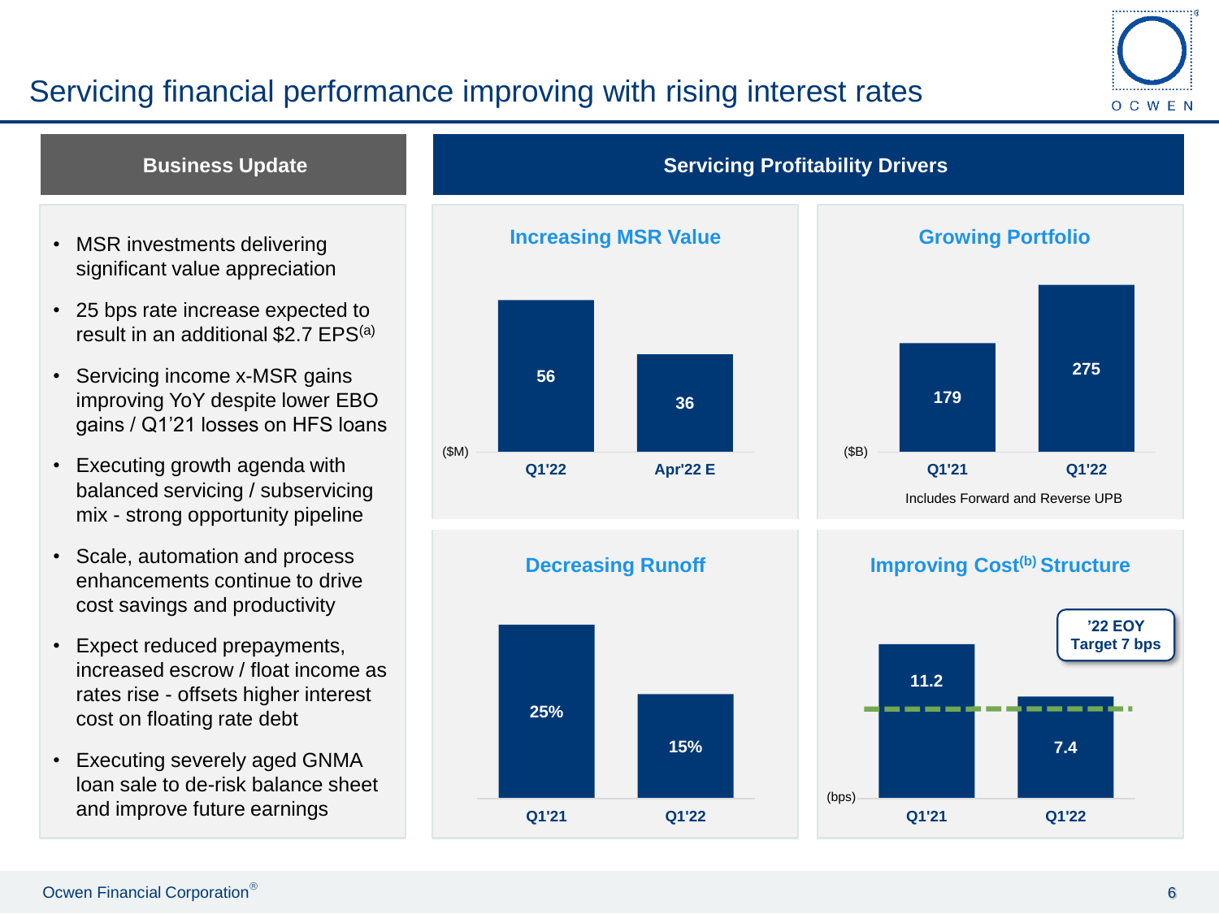# Servicing financial performance improving with rising interest rates

## Business Update

- MSR investments delivering significant value appreciation
- 25 bps rate increase expected to result in an additional $2.7 EPS[(a)]
- Servicing income x-MSR gains improving YoY despite lower EBO gains / Q1'21 losses on HFS loans
- Executing growth agenda with balanced servicing / subservicing mix - strong opportunity pipeline
- Scale, automation and process enhancements continue to drive cost savings and productivity
- Expect reduced prepayments, increased escrow / float income as rates rise - offsets higher interest cost on floating rate debt
- Executing severely aged GNMA loan sale to de-risk balance sheet and improve future earnings

## Servicing Profitability Drivers

### Increasing MSR Value

| ($M) | Q1'22 | Apr'22 E |
|---|---|---|
| | 56 | 36 |

### Growing Portfolio

| ($B) | Q1'21 | Q1'22 |
|---|---|---|
| | 179 | 275 |

Includes Forward and Reverse UPB

### Decreasing Runoff

| | Q1'21 | Q1'22 |
|---|---|---|
| | 25% | 15% |

### Improving Cost[(b)] Structure

| (bps) | Q1'21 | Q1'22 |
|---|---|---|
| | 11.2 | 7.4 |

'22 EOY Target 7 bps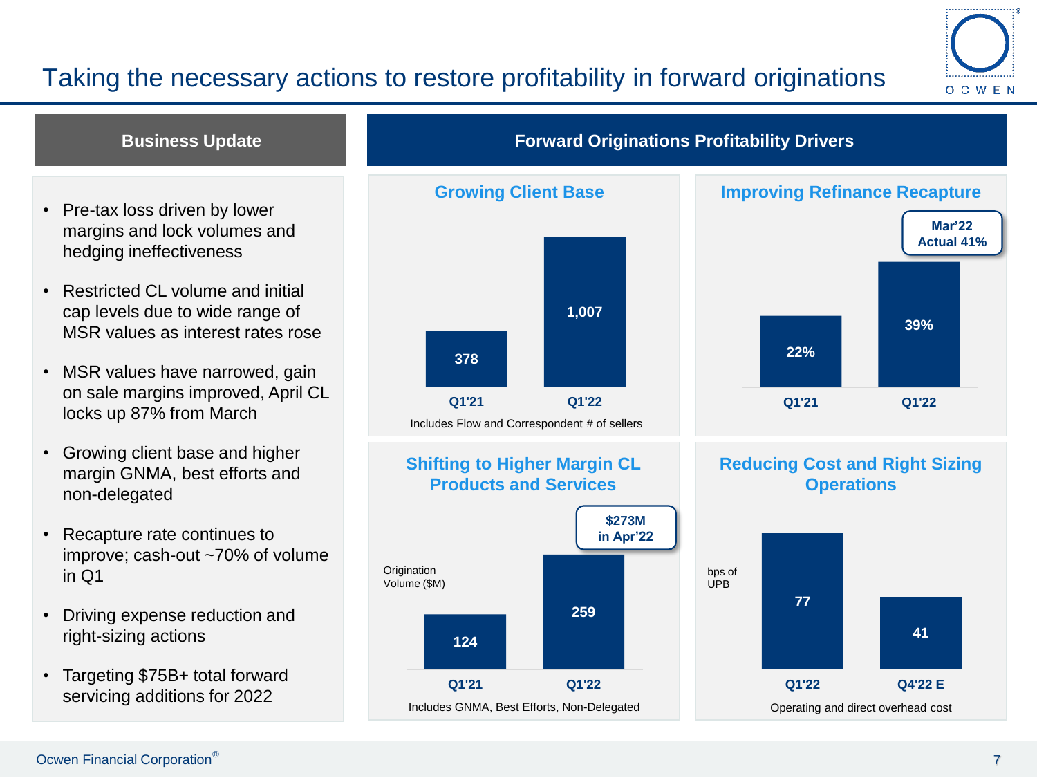# Taking the necessary actions to restore profitability in forward originations

## Business Update

- Pre-tax loss driven by lower margins and lock volumes and hedging ineffectiveness
- Restricted CL volume and initial cap levels due to wide range of MSR values as interest rates rose
- MSR values have narrowed, gain on sale margins improved, April CL locks up 87% from March
- Growing client base and higher margin GNMA, best efforts and non-delegated
- Recapture rate continues to improve; cash-out ~70% of volume in Q1
- Driving expense reduction and right-sizing actions
- Targeting $75B+ total forward servicing additions for 2022

## Forward Originations Profitability Drivers

### Growing Client Base

| | Q1'21 | Q1'22 |
|---|---|---|
| # of sellers | 378 | 1,007 |

Includes Flow and Correspondent # of sellers

### Improving Refinance Recapture

| | Q1'21 | Q1'22 |
|---|---|---|
| Recapture rate | 22% | 39% |

Mar'22 Actual 41%

### Shifting to Higher Margin CL Products and Services

| Origination Volume ($M) | Q1'21 | Q1'22 |
|---|---|---|
| | 124 | 259 |

$273M in Apr'22

Includes GNMA, Best Efforts, Non-Delegated

### Reducing Cost and Right Sizing Operations

| bps of UPB | Q1'22 | Q4'22 E |
|---|---|---|
| | 77 | 41 |

Operating and direct overhead cost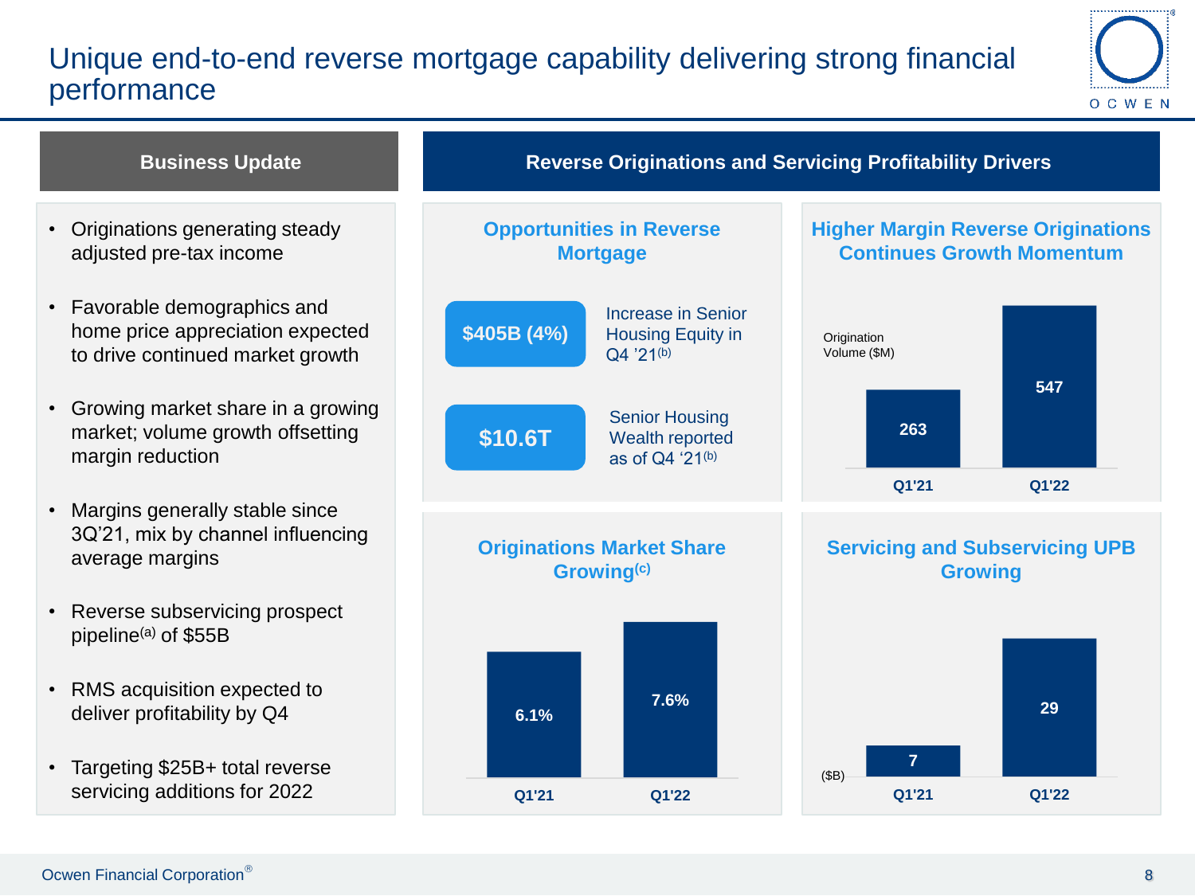# Unique end-to-end reverse mortgage capability delivering strong financial performance

## Business Update

- Originations generating steady adjusted pre-tax income
- Favorable demographics and home price appreciation expected to drive continued market growth
- Growing market share in a growing market; volume growth offsetting margin reduction
- Margins generally stable since 3Q'21, mix by channel influencing average margins
- Reverse subservicing prospect pipeline[a] of $55B
- RMS acquisition expected to deliver profitability by Q4
- Targeting $25B+ total reverse servicing additions for 2022

## Reverse Originations and Servicing Profitability Drivers

### Opportunities in Reverse Mortgage

- **$405B (4%)** — Increase in Senior Housing Equity in Q4 '21[b]
- **$10.6T** — Senior Housing Wealth reported as of Q4 '21[b]

### Higher Margin Reverse Originations Continues Growth Momentum

| Origination Volume ($M) | Q1'21 | Q1'22 |
|---|---|---|
| | 263 | 547 |

### Originations Market Share Growing[c]

| | Q1'21 | Q1'22 |
|---|---|---|
| Market Share | 6.1% | 7.6% |

### Servicing and Subservicing UPB Growing

| ($B) | Q1'21 | Q1'22 |
|---|---|---|
| UPB | 7 | 29 |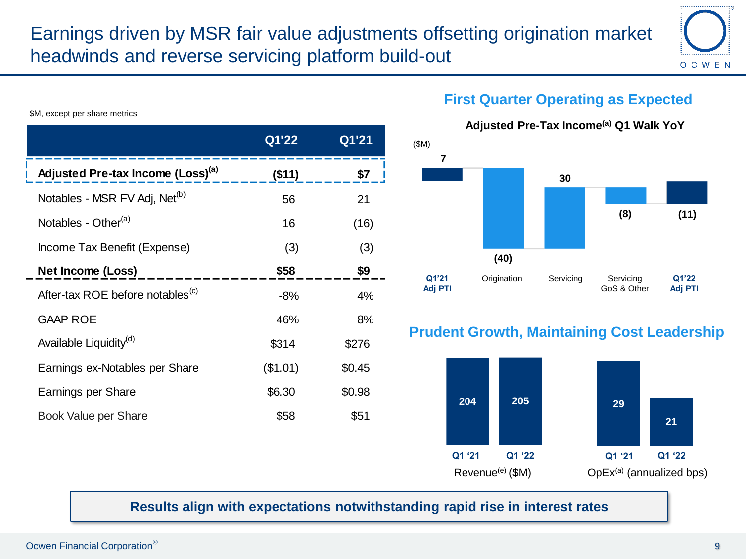# Earnings driven by MSR fair value adjustments offsetting origination market headwinds and reverse servicing platform build-out

$M, except per share metrics

| | Q1'22 | Q1'21 |
|---|---|---|
| **Adjusted Pre-tax Income (Loss)[(a)]** | **($11)** | **$7** |
| Notables - MSR FV Adj, Net[(b)] | 56 | 21 |
| Notables - Other[(a)] | 16 | (16) |
| Income Tax Benefit (Expense) | (3) | (3) |
| **Net Income (Loss)** | **$58** | **$9** |
| After-tax ROE before notables[(c)] | -8% | 4% |
| GAAP ROE | 46% | 8% |
| Available Liquidity[(d)] | $314 | $276 |
| Earnings ex-Notables per Share | ($1.01) | $0.45 |
| Earnings per Share | $6.30 | $0.98 |
| Book Value per Share | $58 | $51 |

## First Quarter Operating as Expected

**Adjusted Pre-Tax Income[(a)] Q1 Walk YoY**

($M)

| Q1'21 Adj PTI | Origination | Servicing | Servicing GoS & Other | Q1'22 Adj PTI |
|---|---|---|---|---|
| 7 | (40) | 30 | (8) | (11) |

## Prudent Growth, Maintaining Cost Leadership

| | Q1 '21 | Q1 '22 |
|---|---|---|
| Revenue[(e)] ($M) | 204 | 205 |
| OpEx[(a)] (annualized bps) | 29 | 21 |

**Results align with expectations notwithstanding rapid rise in interest rates**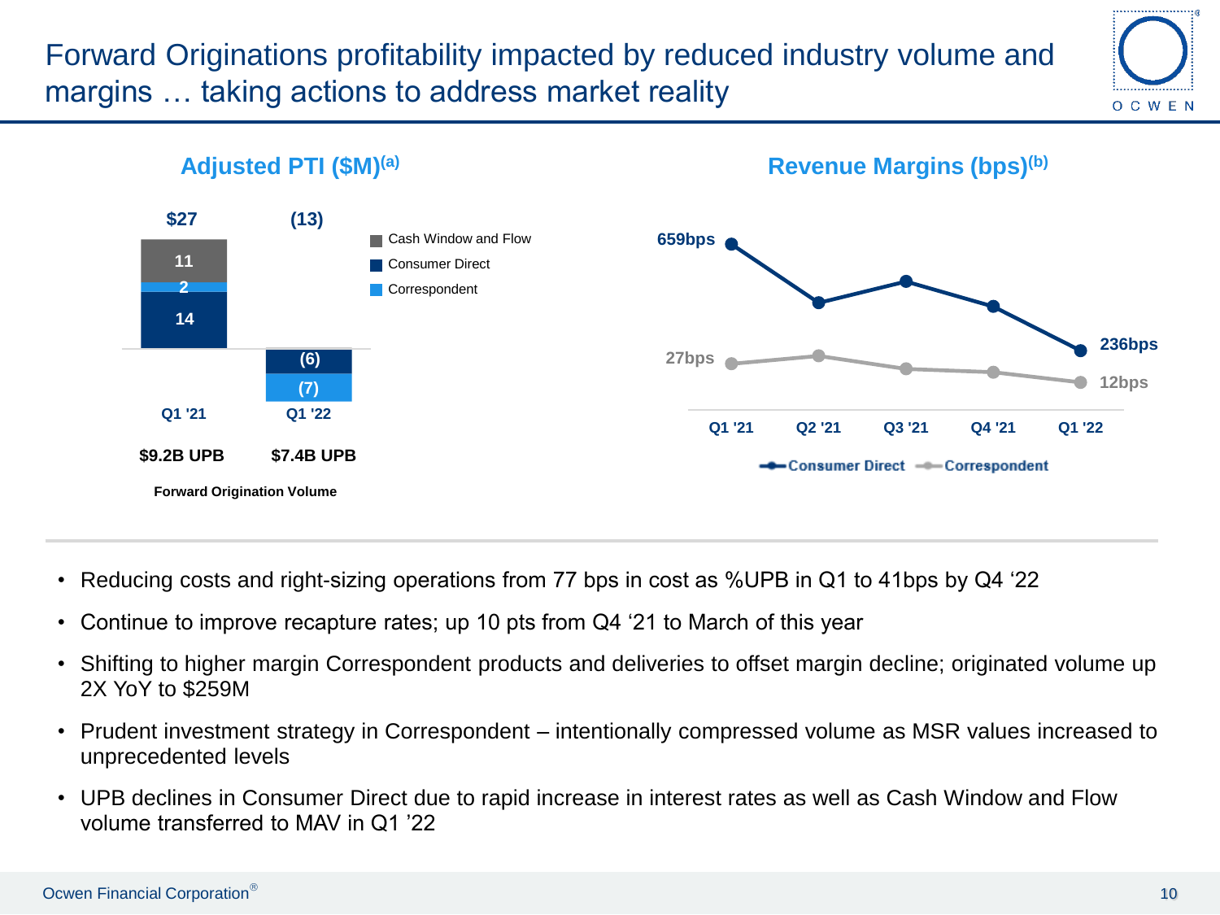# Forward Originations profitability impacted by reduced industry volume and margins … taking actions to address market reality

## Adjusted PTI ($M)[(a)]

| | Q1 '21 | Q1 '22 |
|---|---|---|
| Cash Window and Flow | 11 | |
| Correspondent | 2 | (7) |
| Consumer Direct | 14 | (6) |
| **Total** | **$27** | **(13)** |
| Forward Origination Volume | $9.2B UPB | $7.4B UPB |

## Revenue Margins (bps)[(b)]

| | Q1 '21 | Q2 '21 | Q3 '21 | Q4 '21 | Q1 '22 |
|---|---|---|---|---|---|
| Consumer Direct | 659bps | | | | 236bps |
| Correspondent | 27bps | | | | 12bps |

- Reducing costs and right-sizing operations from 77 bps in cost as %UPB in Q1 to 41bps by Q4 '22
- Continue to improve recapture rates; up 10 pts from Q4 '21 to March of this year
- Shifting to higher margin Correspondent products and deliveries to offset margin decline; originated volume up 2X YoY to $259M
- Prudent investment strategy in Correspondent – intentionally compressed volume as MSR values increased to unprecedented levels
- UPB declines in Consumer Direct due to rapid increase in interest rates as well as Cash Window and Flow volume transferred to MAV in Q1 '22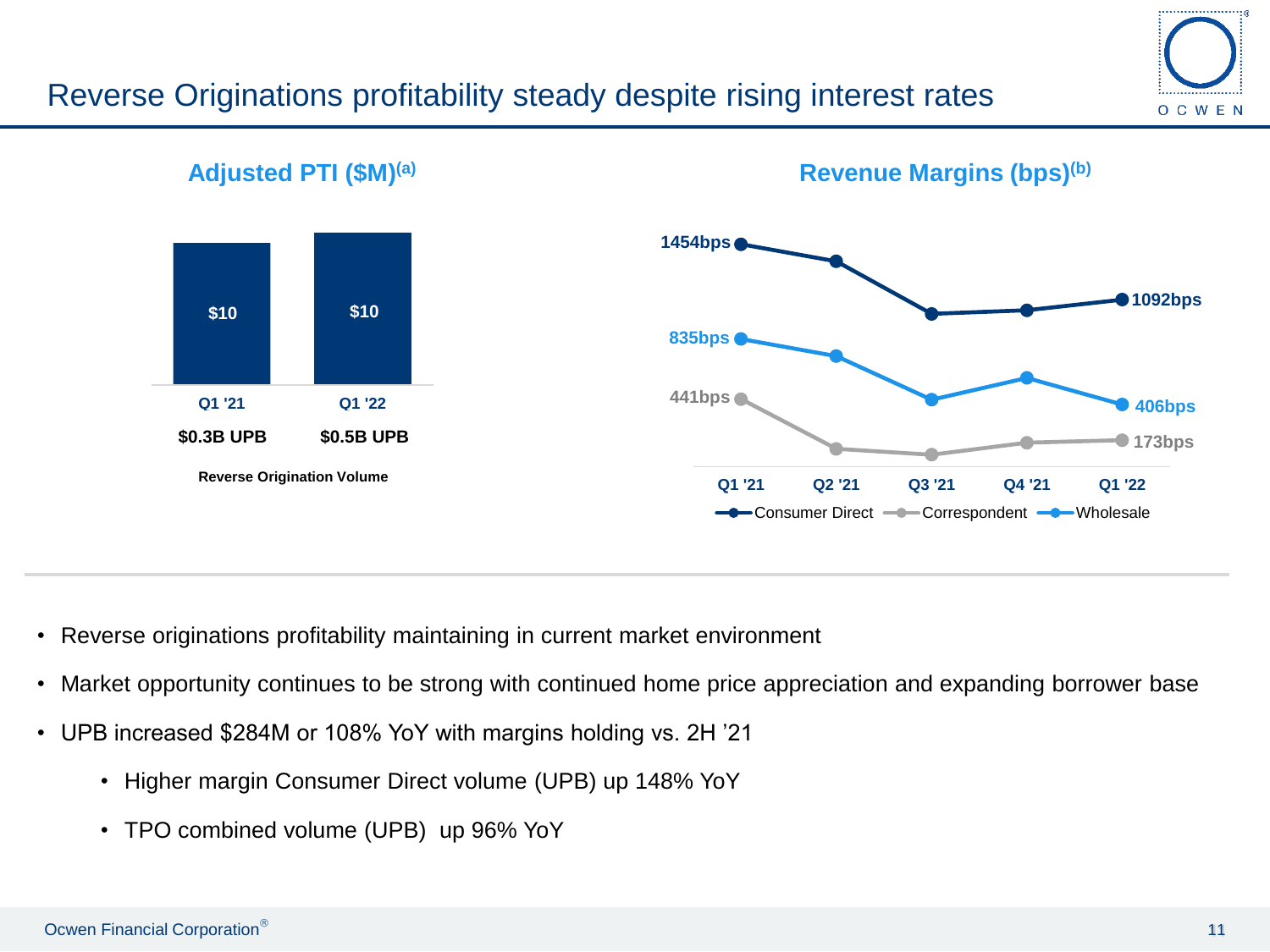# Reverse Originations profitability steady despite rising interest rates

## Adjusted PTI ($M)[a]

| | Q1 '21 | Q1 '22 |
|---|---|---|
| Adjusted PTI | $10 | $10 |
| Reverse Origination Volume | $0.3B UPB | $0.5B UPB |

## Revenue Margins (bps)[b]

| | Q1 '21 | Q1 '22 |
|---|---|---|
| Consumer Direct | 1454bps | 1092bps |
| Wholesale | 835bps | 406bps |
| Correspondent | 441bps | 173bps |

- Reverse originations profitability maintaining in current market environment
- Market opportunity continues to be strong with continued home price appreciation and expanding borrower base
- UPB increased $284M or 108% YoY with margins holding vs. 2H '21
  - Higher margin Consumer Direct volume (UPB) up 148% YoY
  - TPO combined volume (UPB) up 96% YoY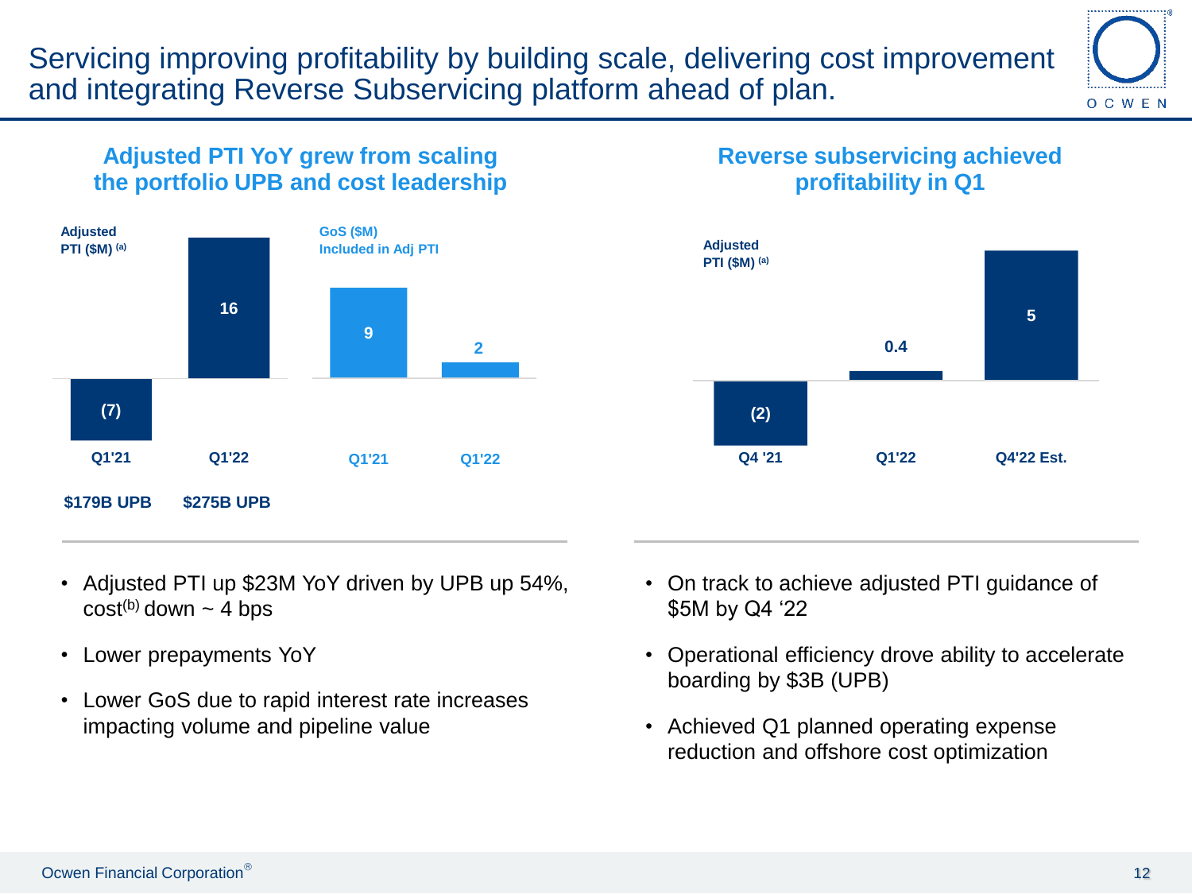# Servicing improving profitability by building scale, delivering cost improvement and integrating Reverse Subservicing platform ahead of plan.

## Adjusted PTI YoY grew from scaling the portfolio UPB and cost leadership

| | Q1'21 | Q1'22 |
|---|---|---|
| Adjusted PTI ($M) [a] | (7) | 16 |
| GoS ($M) Included in Adj PTI | 9 | 2 |
| UPB | $179B UPB | $275B UPB |

- Adjusted PTI up $23M YoY driven by UPB up 54%, cost[b] down ~ 4 bps
- Lower prepayments YoY
- Lower GoS due to rapid interest rate increases impacting volume and pipeline value

## Reverse subservicing achieved profitability in Q1

| | Q4 '21 | Q1'22 | Q4'22 Est. |
|---|---|---|---|
| Adjusted PTI ($M) [a] | (2) | 0.4 | 5 |

- On track to achieve adjusted PTI guidance of $5M by Q4 '22
- Operational efficiency drove ability to accelerate boarding by $3B (UPB)
- Achieved Q1 planned operating expense reduction and offshore cost optimization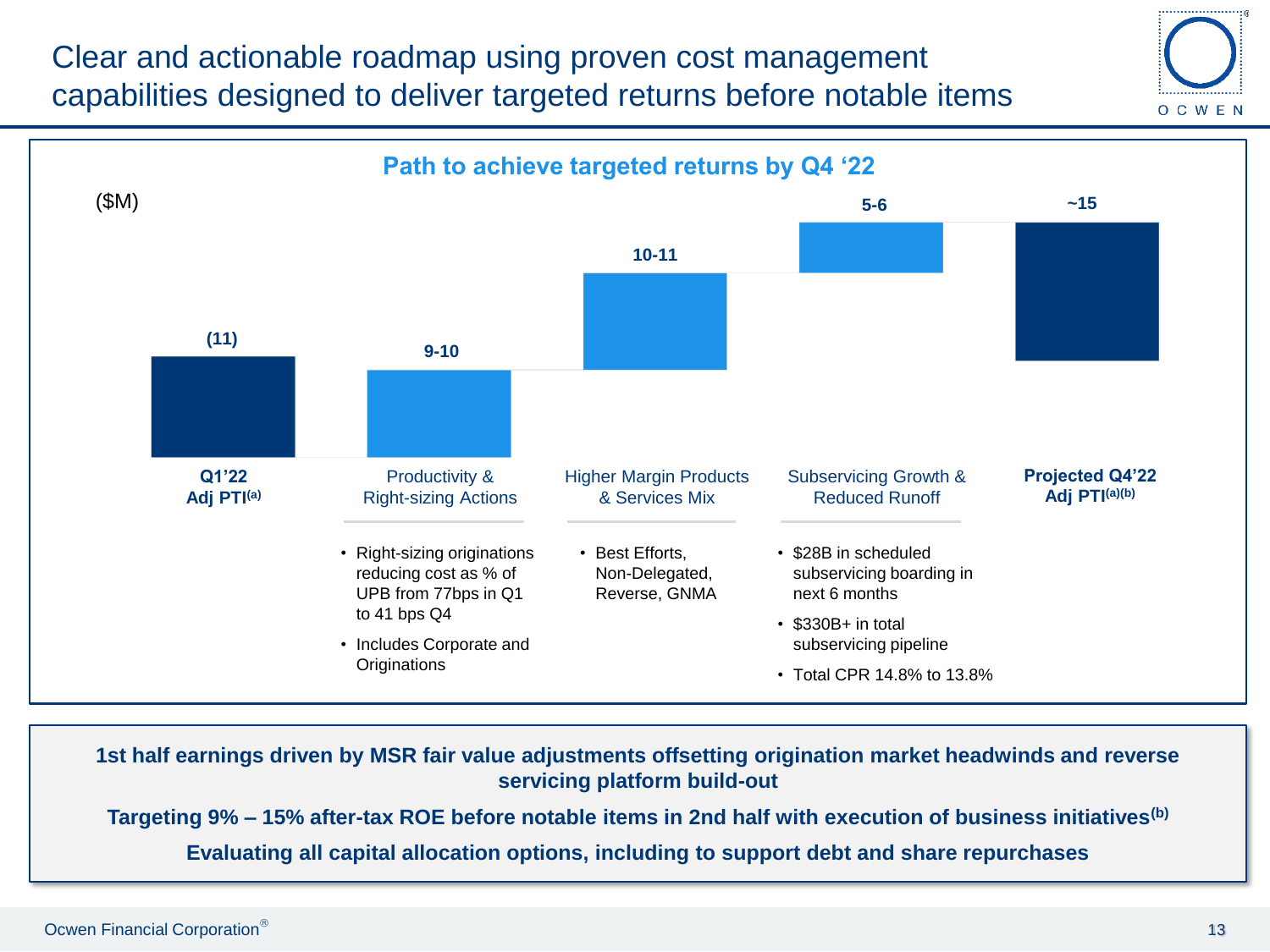# Clear and actionable roadmap using proven cost management capabilities designed to deliver targeted returns before notable items

## Path to achieve targeted returns by Q4 '22

($M)

| Q1'22 Adj PTI[a] | Productivity & Right-sizing Actions | Higher Margin Products & Services Mix | Subservicing Growth & Reduced Runoff | Projected Q4'22 Adj PTI[a][b] |
|---|---|---|---|---|
| (11) | 9-10 | 10-11 | 5-6 | ~15 |

**Productivity & Right-sizing Actions**
- Right-sizing originations reducing cost as % of UPB from 77bps in Q1 to 41 bps Q4
- Includes Corporate and Originations

**Higher Margin Products & Services Mix**
- Best Efforts, Non-Delegated, Reverse, GNMA

**Subservicing Growth & Reduced Runoff**
- $28B in scheduled subservicing boarding in next 6 months
- $330B+ in total subservicing pipeline
- Total CPR 14.8% to 13.8%

**1st half earnings driven by MSR fair value adjustments offsetting origination market headwinds and reverse servicing platform build-out**

**Targeting 9% – 15% after-tax ROE before notable items in 2nd half with execution of business initiatives[b]**

**Evaluating all capital allocation options, including to support debt and share repurchases**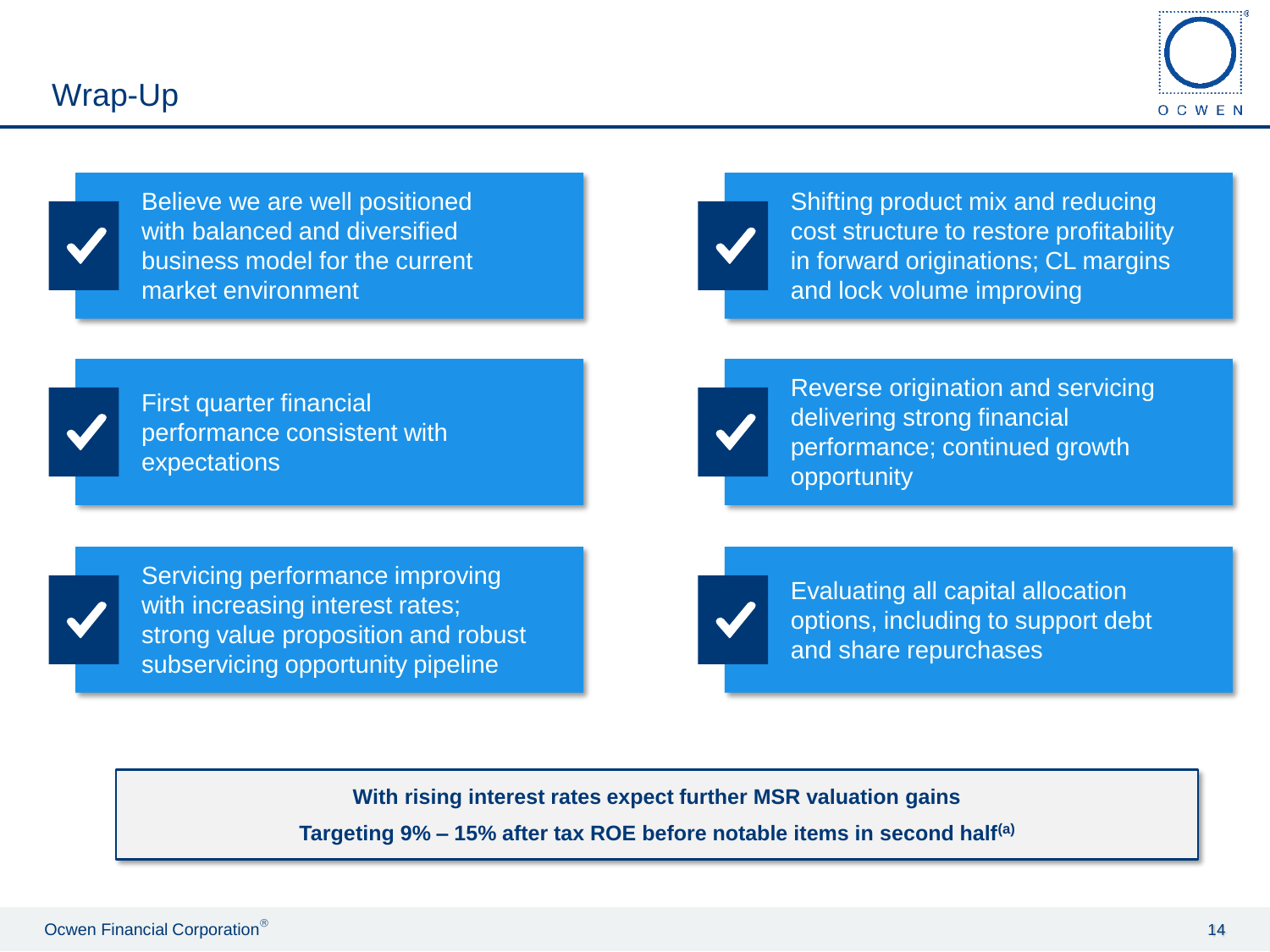# Wrap-Up

- ✓ Believe we are well positioned with balanced and diversified business model for the current market environment
- ✓ First quarter financial performance consistent with expectations
- ✓ Servicing performance improving with increasing interest rates; strong value proposition and robust subservicing opportunity pipeline
- ✓ Shifting product mix and reducing cost structure to restore profitability in forward originations; CL margins and lock volume improving
- ✓ Reverse origination and servicing delivering strong financial performance; continued growth opportunity
- ✓ Evaluating all capital allocation options, including to support debt and share repurchases

**With rising interest rates expect further MSR valuation gains**

**Targeting 9% – 15% after tax ROE before notable items in second half[(a)]**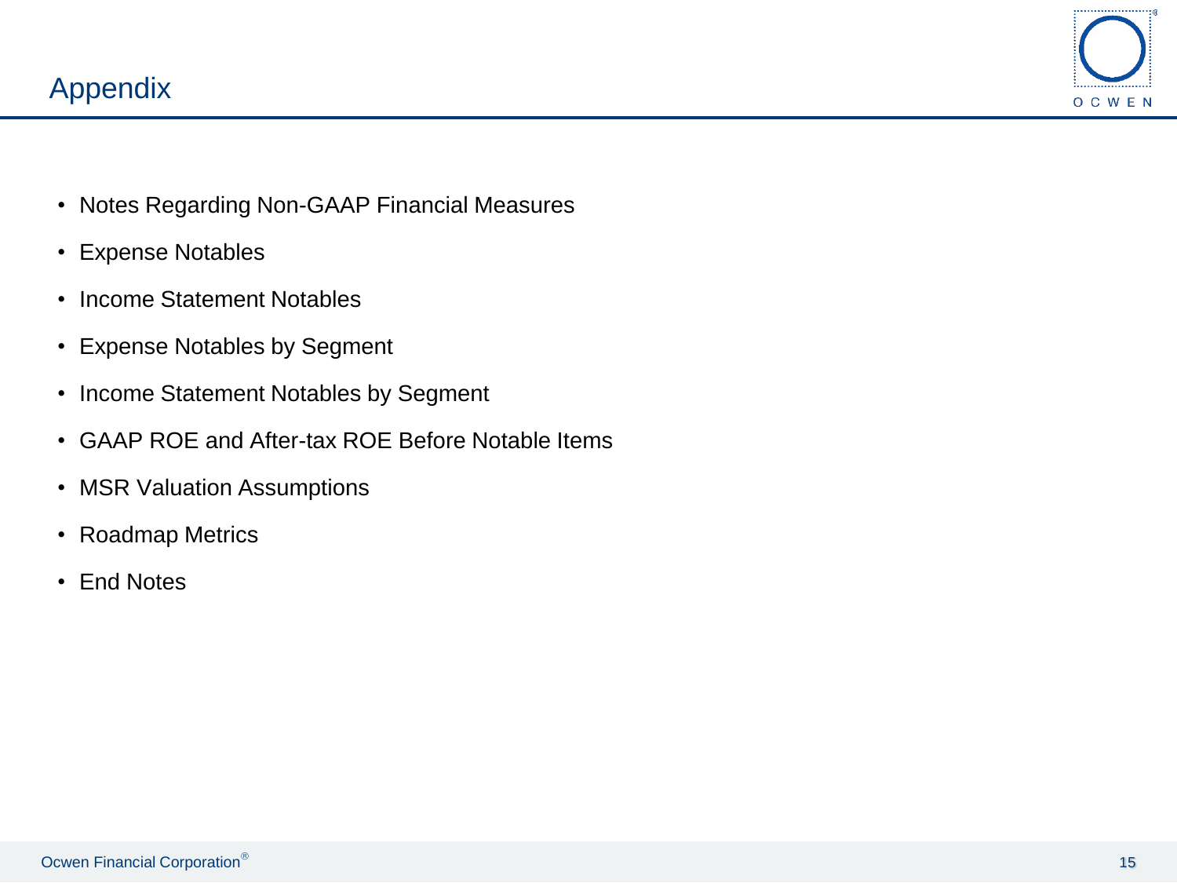# Appendix

- Notes Regarding Non-GAAP Financial Measures
- Expense Notables
- Income Statement Notables
- Expense Notables by Segment
- Income Statement Notables by Segment
- GAAP ROE and After-tax ROE Before Notable Items
- MSR Valuation Assumptions
- Roadmap Metrics
- End Notes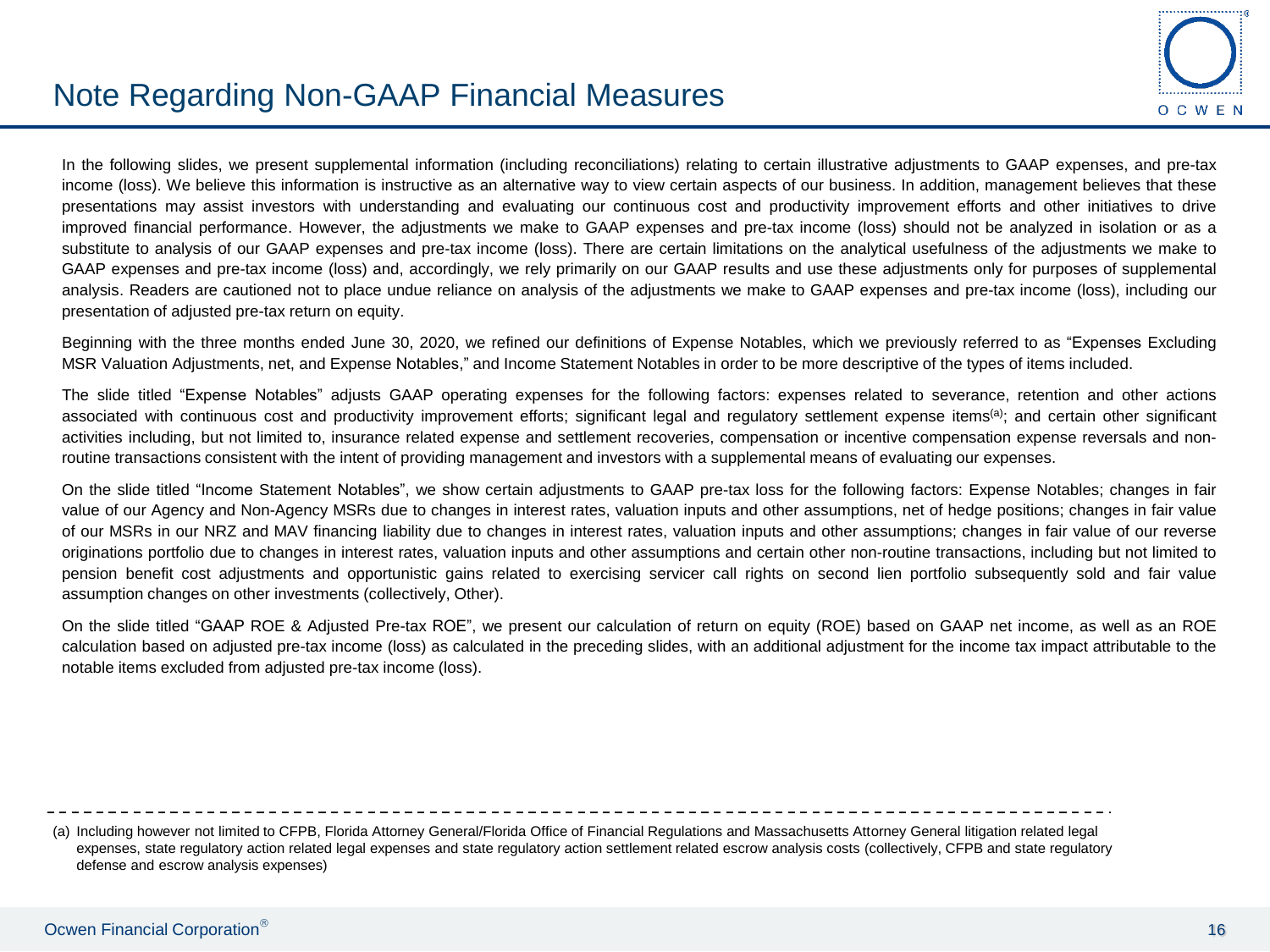# Note Regarding Non-GAAP Financial Measures

In the following slides, we present supplemental information (including reconciliations) relating to certain illustrative adjustments to GAAP expenses, and pre-tax income (loss). We believe this information is instructive as an alternative way to view certain aspects of our business. In addition, management believes that these presentations may assist investors with understanding and evaluating our continuous cost and productivity improvement efforts and other initiatives to drive improved financial performance. However, the adjustments we make to GAAP expenses and pre-tax income (loss) should not be analyzed in isolation or as a substitute to analysis of our GAAP expenses and pre-tax income (loss). There are certain limitations on the analytical usefulness of the adjustments we make to GAAP expenses and pre-tax income (loss) and, accordingly, we rely primarily on our GAAP results and use these adjustments only for purposes of supplemental analysis. Readers are cautioned not to place undue reliance on analysis of the adjustments we make to GAAP expenses and pre-tax income (loss), including our presentation of adjusted pre-tax return on equity.

Beginning with the three months ended June 30, 2020, we refined our definitions of Expense Notables, which we previously referred to as "Expenses Excluding MSR Valuation Adjustments, net, and Expense Notables," and Income Statement Notables in order to be more descriptive of the types of items included.

The slide titled "Expense Notables" adjusts GAAP operating expenses for the following factors: expenses related to severance, retention and other actions associated with continuous cost and productivity improvement efforts; significant legal and regulatory settlement expense items[(a)]; and certain other significant activities including, but not limited to, insurance related expense and settlement recoveries, compensation or incentive compensation expense reversals and non-routine transactions consistent with the intent of providing management and investors with a supplemental means of evaluating our expenses.

On the slide titled "Income Statement Notables", we show certain adjustments to GAAP pre-tax loss for the following factors: Expense Notables; changes in fair value of our Agency and Non-Agency MSRs due to changes in interest rates, valuation inputs and other assumptions, net of hedge positions; changes in fair value of our MSRs in our NRZ and MAV financing liability due to changes in interest rates, valuation inputs and other assumptions; changes in fair value of our reverse originations portfolio due to changes in interest rates, valuation inputs and other assumptions and certain other non-routine transactions, including but not limited to pension benefit cost adjustments and opportunistic gains related to exercising servicer call rights on second lien portfolio subsequently sold and fair value assumption changes on other investments (collectively, Other).

On the slide titled "GAAP ROE & Adjusted Pre-tax ROE", we present our calculation of return on equity (ROE) based on GAAP net income, as well as an ROE calculation based on adjusted pre-tax income (loss) as calculated in the preceding slides, with an additional adjustment for the income tax impact attributable to the notable items excluded from adjusted pre-tax income (loss).

---

(a) Including however not limited to CFPB, Florida Attorney General/Florida Office of Financial Regulations and Massachusetts Attorney General litigation related legal expenses, state regulatory action related legal expenses and state regulatory action settlement related escrow analysis costs (collectively, CFPB and state regulatory defense and escrow analysis expenses)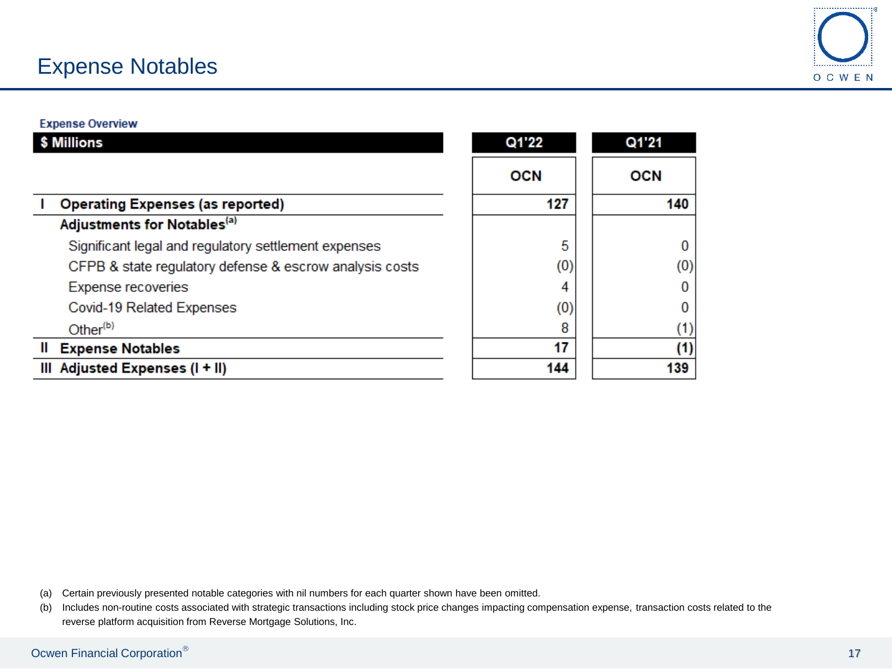# Expense Notables

**Expense Overview**

| $ Millions | Q1'22 | Q1'21 |
|---|---|---|
| | OCN | OCN |
| **I Operating Expenses (as reported)** | **127** | **140** |
| **Adjustments for Notables[(a)]** | | |
| Significant legal and regulatory settlement expenses | 5 | 0 |
| CFPB & state regulatory defense & escrow analysis costs | (0) | (0) |
| Expense recoveries | 4 | 0 |
| Covid-19 Related Expenses | (0) | 0 |
| Other[(b)] | 8 | (1) |
| **II Expense Notables** | **17** | **(1)** |
| **III Adjusted Expenses (I + II)** | **144** | **139** |

(a) Certain previously presented notable categories with nil numbers for each quarter shown have been omitted.

(b) Includes non-routine costs associated with strategic transactions including stock price changes impacting compensation expense, transaction costs related to the reverse platform acquisition from Reverse Mortgage Solutions, Inc.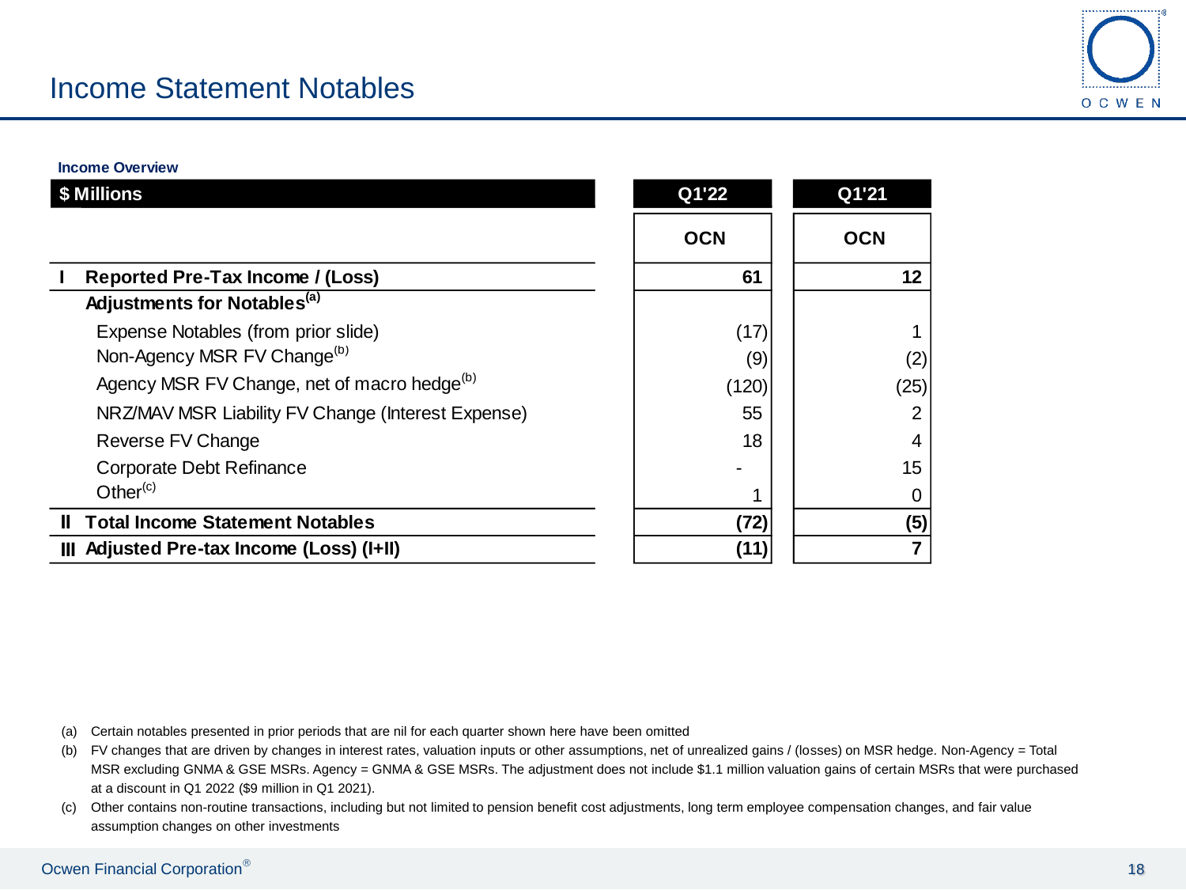# Income Statement Notables

**Income Overview**

| $ Millions | Q1'22 | Q1'21 |
|---|---|---|
| | OCN | OCN |
| **I Reported Pre-Tax Income / (Loss)** | **61** | **12** |
| **Adjustments for Notables[a]** | | |
| Expense Notables (from prior slide) | (17) | 1 |
| Non-Agency MSR FV Change[b] | (9) | (2) |
| Agency MSR FV Change, net of macro hedge[b] | (120) | (25) |
| NRZ/MAV MSR Liability FV Change (Interest Expense) | 55 | 2 |
| Reverse FV Change | 18 | 4 |
| Corporate Debt Refinance | - | 15 |
| Other[c] | 1 | 0 |
| **II Total Income Statement Notables** | **(72)** | **(5)** |
| **III Adjusted Pre-tax Income (Loss) (I+II)** | **(11)** | **7** |

(a) Certain notables presented in prior periods that are nil for each quarter shown here have been omitted

(b) FV changes that are driven by changes in interest rates, valuation inputs or other assumptions, net of unrealized gains / (losses) on MSR hedge. Non-Agency = Total MSR excluding GNMA & GSE MSRs. Agency = GNMA & GSE MSRs. The adjustment does not include $1.1 million valuation gains of certain MSRs that were purchased at a discount in Q1 2022 ($9 million in Q1 2021).

(c) Other contains non-routine transactions, including but not limited to pension benefit cost adjustments, long term employee compensation changes, and fair value assumption changes on other investments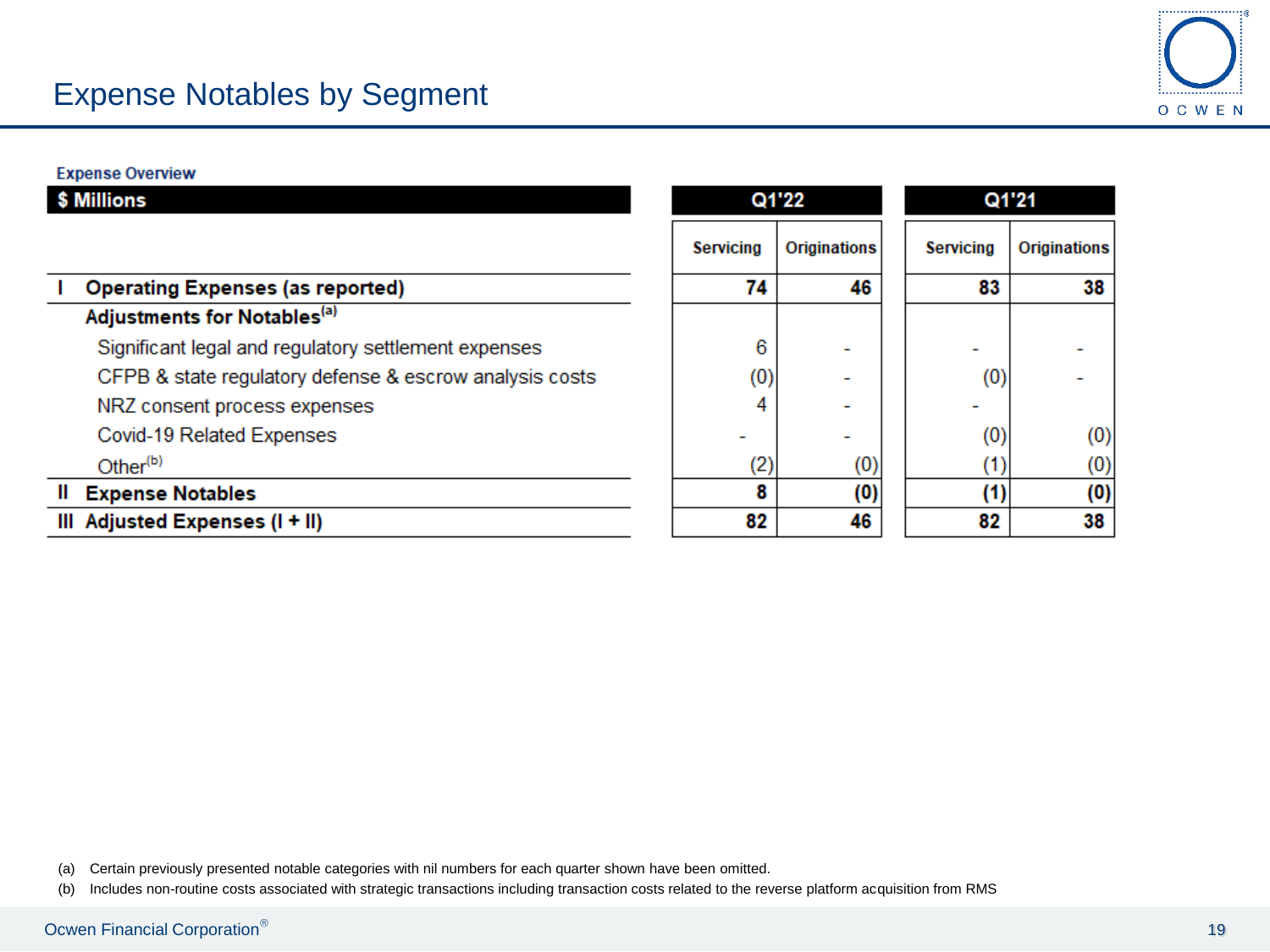# Expense Notables by Segment

**Expense Overview**

| $ Millions | Q1'22 | | Q1'21 | |
|---|---|---|---|---|
| | Servicing | Originations | Servicing | Originations |
| **I Operating Expenses (as reported)** | **74** | **46** | **83** | **38** |
| **Adjustments for Notables[a]** | | | | |
| Significant legal and regulatory settlement expenses | 6 | - | - | - |
| CFPB & state regulatory defense & escrow analysis costs | (0) | - | (0) | - |
| NRZ consent process expenses | 4 | - | - | |
| Covid-19 Related Expenses | - | - | (0) | (0) |
| Other[b] | (2) | (0) | (1) | (0) |
| **II Expense Notables** | **8** | **(0)** | **(1)** | **(0)** |
| **III Adjusted Expenses (I + II)** | **82** | **46** | **82** | **38** |

(a) Certain previously presented notable categories with nil numbers for each quarter shown have been omitted.

(b) Includes non-routine costs associated with strategic transactions including transaction costs related to the reverse platform acquisition from RMS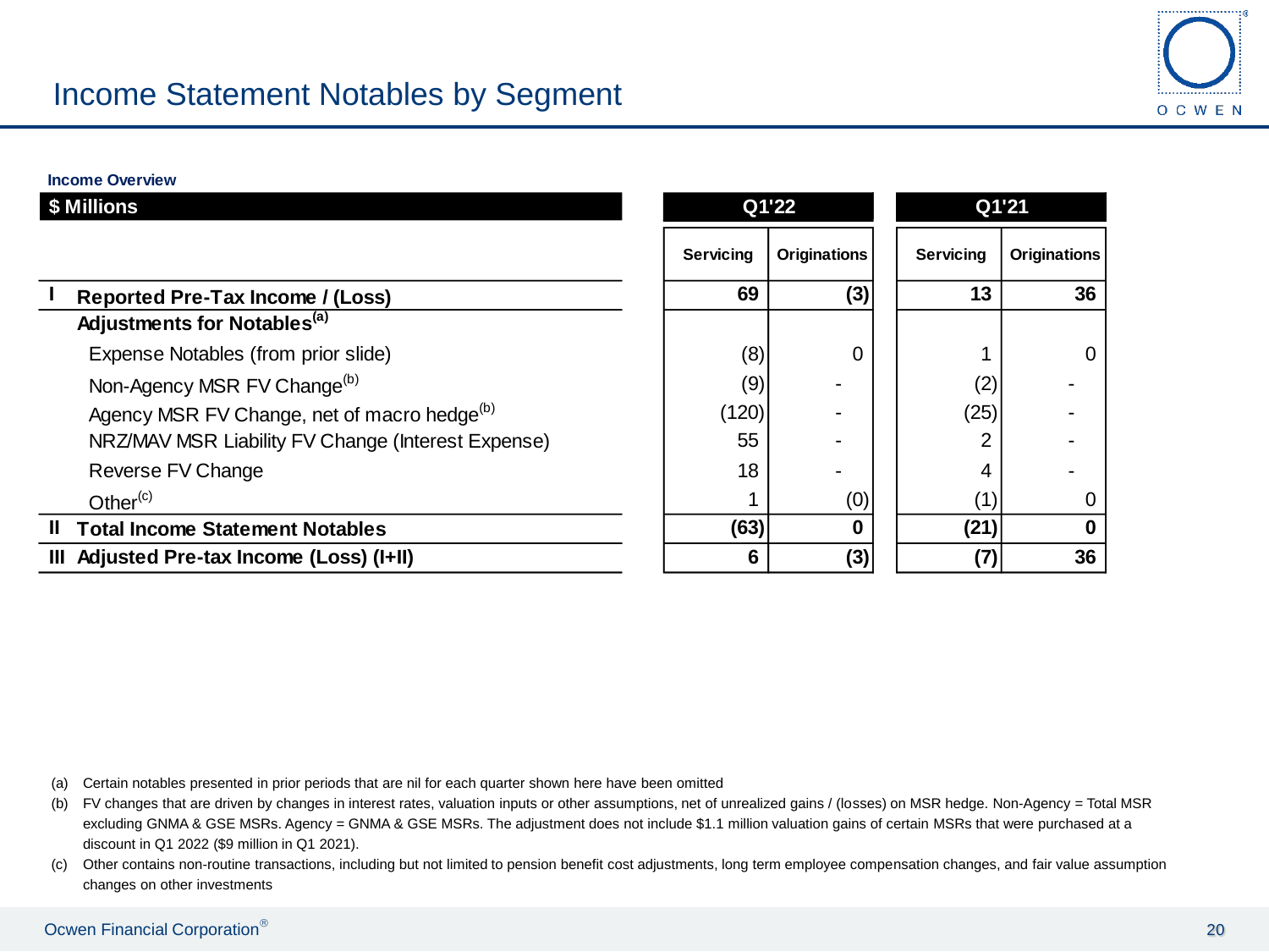# Income Statement Notables by Segment

**Income Overview**

| | $ Millions | Q1'22 Servicing | Q1'22 Originations | Q1'21 Servicing | Q1'21 Originations |
|---|---|---|---|---|---|
| **I** | **Reported Pre-Tax Income / (Loss)** | **69** | **(3)** | **13** | **36** |
| | **Adjustments for Notables[(a)]** | | | | |
| | Expense Notables (from prior slide) | (8) | 0 | 1 | 0 |
| | Non-Agency MSR FV Change[(b)] | (9) | - | (2) | - |
| | Agency MSR FV Change, net of macro hedge[(b)] | (120) | - | (25) | - |
| | NRZ/MAV MSR Liability FV Change (Interest Expense) | 55 | - | 2 | - |
| | Reverse FV Change | 18 | - | 4 | - |
| | Other[(c)] | 1 | (0) | (1) | 0 |
| **II** | **Total Income Statement Notables** | **(63)** | **0** | **(21)** | **0** |
| **III** | **Adjusted Pre-tax Income (Loss) (I+II)** | **6** | **(3)** | **(7)** | **36** |

(a) Certain notables presented in prior periods that are nil for each quarter shown here have been omitted

(b) FV changes that are driven by changes in interest rates, valuation inputs or other assumptions, net of unrealized gains / (losses) on MSR hedge. Non-Agency = Total MSR excluding GNMA & GSE MSRs. Agency = GNMA & GSE MSRs. The adjustment does not include $1.1 million valuation gains of certain MSRs that were purchased at a discount in Q1 2022 ($9 million in Q1 2021).

(c) Other contains non-routine transactions, including but not limited to pension benefit cost adjustments, long term employee compensation changes, and fair value assumption changes on other investments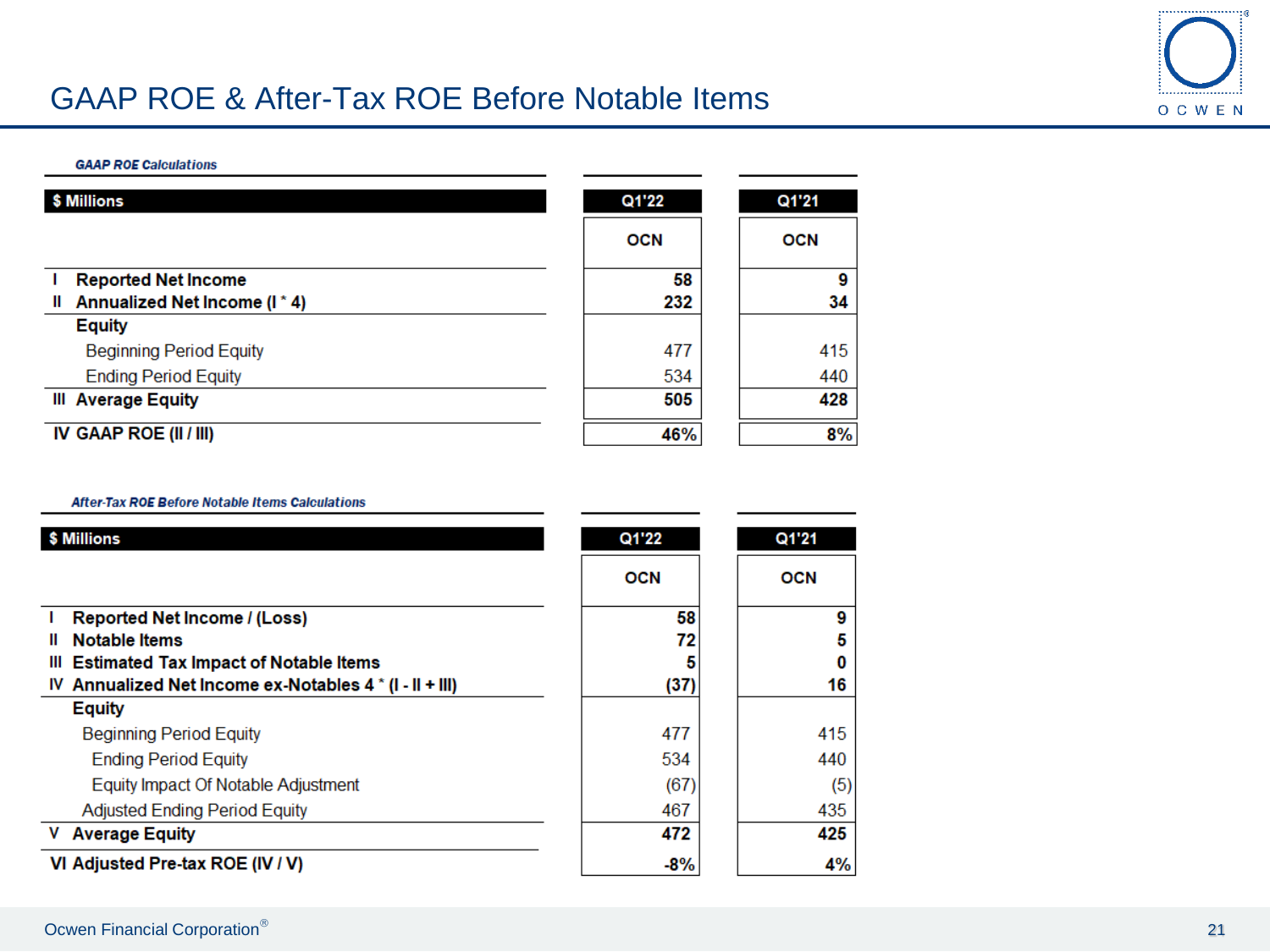# GAAP ROE & After-Tax ROE Before Notable Items

**GAAP ROE Calculations**

| | $ Millions | Q1'22 | Q1'21 |
|---|---|---|---|
| | | OCN | OCN |
| I | Reported Net Income | 58 | 9 |
| II | Annualized Net Income (I * 4) | 232 | 34 |
| | **Equity** | | |
| | Beginning Period Equity | 477 | 415 |
| | Ending Period Equity | 534 | 440 |
| III | Average Equity | 505 | 428 |
| IV | GAAP ROE (II / III) | 46% | 8% |

**After-Tax ROE Before Notable Items Calculations**

| | $ Millions | Q1'22 | Q1'21 |
|---|---|---|---|
| | | OCN | OCN |
| I | Reported Net Income / (Loss) | 58 | 9 |
| II | Notable Items | 72 | 5 |
| III | Estimated Tax Impact of Notable Items | 5 | 0 |
| IV | Annualized Net Income ex-Notables 4 * (I - II + III) | (37) | 16 |
| | **Equity** | | |
| | Beginning Period Equity | 477 | 415 |
| | Ending Period Equity | 534 | 440 |
| | Equity Impact Of Notable Adjustment | (67) | (5) |
| | Adjusted Ending Period Equity | 467 | 435 |
| V | Average Equity | 472 | 425 |
| VI | Adjusted Pre-tax ROE (IV / V) | -8% | 4% |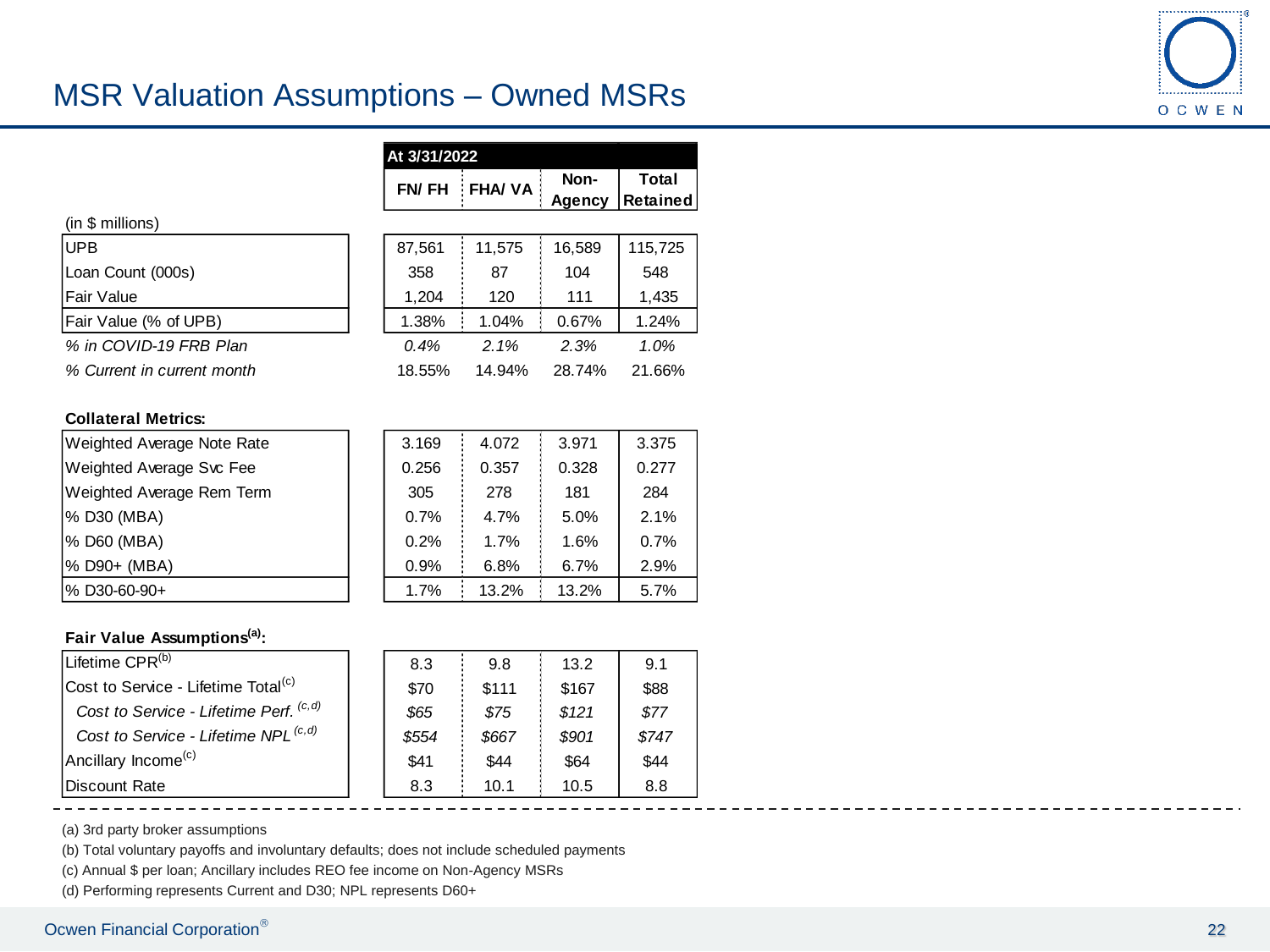# MSR Valuation Assumptions – Owned MSRs

| (in $ millions) | FN/ FH | FHA/ VA | Non-Agency | Total Retained |
|---|---|---|---|---|
| | **At 3/31/2022** | | | |
| UPB | 87,561 | 11,575 | 16,589 | 115,725 |
| Loan Count (000s) | 358 | 87 | 104 | 548 |
| Fair Value | 1,204 | 120 | 111 | 1,435 |
| Fair Value (% of UPB) | 1.38% | 1.04% | 0.67% | 1.24% |
| *% in COVID-19 FRB Plan* | *0.4%* | *2.1%* | *2.3%* | *1.0%* |
| *% Current in current month* | 18.55% | 14.94% | 28.74% | 21.66% |
| **Collateral Metrics:** | | | | |
| Weighted Average Note Rate | 3.169 | 4.072 | 3.971 | 3.375 |
| Weighted Average Svc Fee | 0.256 | 0.357 | 0.328 | 0.277 |
| Weighted Average Rem Term | 305 | 278 | 181 | 284 |
| % D30 (MBA) | 0.7% | 4.7% | 5.0% | 2.1% |
| % D60 (MBA) | 0.2% | 1.7% | 1.6% | 0.7% |
| % D90+ (MBA) | 0.9% | 6.8% | 6.7% | 2.9% |
| % D30-60-90+ | 1.7% | 13.2% | 13.2% | 5.7% |
| **Fair Value Assumptions[a]:** | | | | |
| Lifetime CPR[b] | 8.3 | 9.8 | 13.2 | 9.1 |
| Cost to Service - Lifetime Total[c] | $70 | $111 | $167 | $88 |
| *Cost to Service - Lifetime Perf.* [c,d] | *$65* | *$75* | *$121* | *$77* |
| *Cost to Service - Lifetime NPL* [c,d] | *$554* | *$667* | *$901* | *$747* |
| Ancillary Income[c] | $41 | $44 | $64 | $44 |
| Discount Rate | 8.3 | 10.1 | 10.5 | 8.8 |

(a) 3rd party broker assumptions

(b) Total voluntary payoffs and involuntary defaults; does not include scheduled payments

(c) Annual $ per loan; Ancillary includes REO fee income on Non-Agency MSRs

(d) Performing represents Current and D30; NPL represents D60+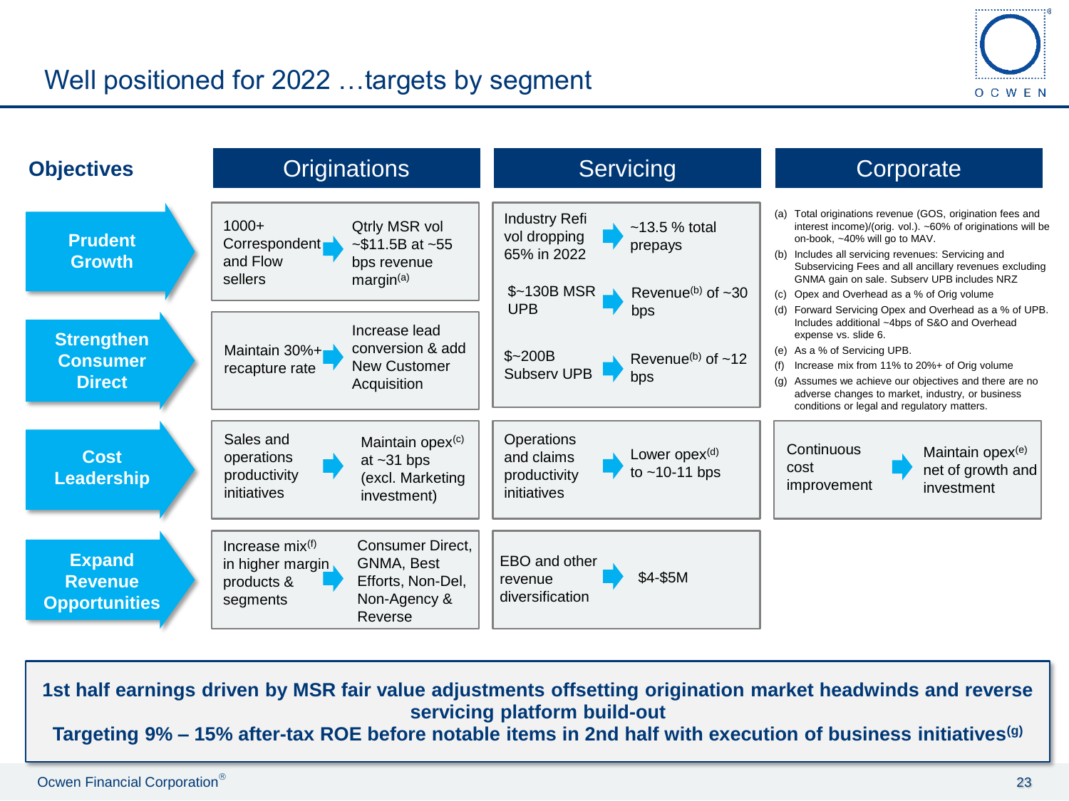# Well positioned for 2022 …targets by segment

| Objectives | Originations | Servicing | Corporate |
|---|---|---|---|
| **Prudent Growth** | 1000+ Correspondent and Flow sellers → Qtrly MSR vol ~$11.5B at ~55 bps revenue margin[a] | Industry Refi vol dropping 65% in 2022 → ~13.5 % total prepays<br>$~130B MSR UPB → Revenue[b] of ~30 bps | |
| **Strengthen Consumer Direct** | Maintain 30%+ recapture rate → Increase lead conversion & add New Customer Acquisition | $~200B Subserv UPB → Revenue[b] of ~12 bps | |
| **Cost Leadership** | Sales and operations productivity initiatives → Maintain opex[c] at ~31 bps (excl. Marketing investment) | Operations and claims productivity initiatives → Lower opex[d] to ~10-11 bps | Continuous cost improvement → Maintain opex[e] net of growth and investment |
| **Expand Revenue Opportunities** | Increase mix[f] in higher margin products & segments → Consumer Direct, GNMA, Best Efforts, Non-Del, Non-Agency & Reverse | EBO and other revenue diversification → $4-$5M | |

(a) Total originations revenue (GOS, origination fees and interest income)/(orig. vol.). ~60% of originations will be on-book, ~40% will go to MAV.

(b) Includes all servicing revenues: Servicing and Subservicing Fees and all ancillary revenues excluding GNMA gain on sale. Subserv UPB includes NRZ

(c) Opex and Overhead as a % of Orig volume

(d) Forward Servicing Opex and Overhead as a % of UPB. Includes additional ~4bps of S&O and Overhead expense vs. slide 6.

(e) As a % of Servicing UPB.

(f) Increase mix from 11% to 20%+ of Orig volume

(g) Assumes we achieve our objectives and there are no adverse changes to market, industry, or business conditions or legal and regulatory matters.

**1st half earnings driven by MSR fair value adjustments offsetting origination market headwinds and reverse servicing platform build-out**

**Targeting 9% – 15% after-tax ROE before notable items in 2nd half with execution of business initiatives[g]**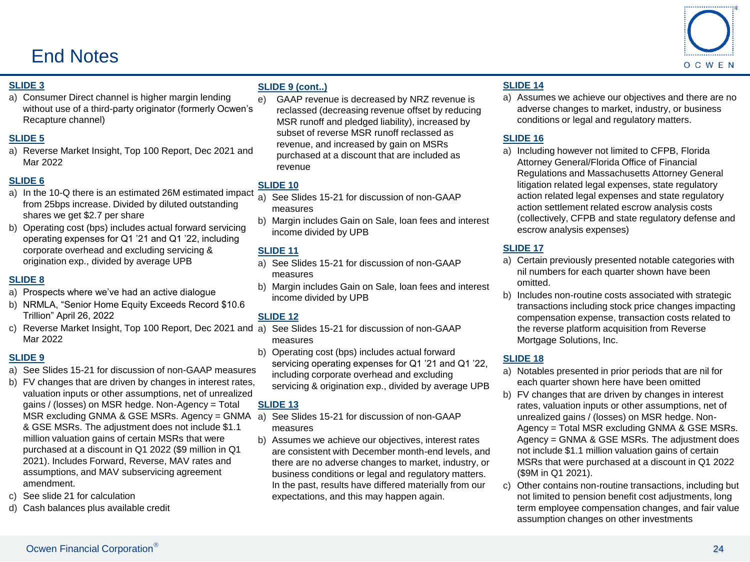# End Notes

**SLIDE 3**

a) Consumer Direct channel is higher margin lending without use of a third-party originator (formerly Ocwen's Recapture channel)

**SLIDE 5**

a) Reverse Market Insight, Top 100 Report, Dec 2021 and Mar 2022

**SLIDE 6**

a) In the 10-Q there is an estimated 26M estimated impact from 25bps increase. Divided by diluted outstanding shares we get $2.7 per share
b) Operating cost (bps) includes actual forward servicing operating expenses for Q1 '21 and Q1 '22, including corporate overhead and excluding servicing & origination exp., divided by average UPB

**SLIDE 8**

a) Prospects where we've had an active dialogue
b) NRMLA, "Senior Home Equity Exceeds Record $10.6 Trillion" April 26, 2022
c) Reverse Market Insight, Top 100 Report, Dec 2021 and Mar 2022

**SLIDE 9**

a) See Slides 15-21 for discussion of non-GAAP measures
b) FV changes that are driven by changes in interest rates, valuation inputs or other assumptions, net of unrealized gains / (losses) on MSR hedge. Non-Agency = Total MSR excluding GNMA & GSE MSRs. Agency = GNMA & GSE MSRs. The adjustment does not include $1.1 million valuation gains of certain MSRs that were purchased at a discount in Q1 2022 ($9 million in Q1 2021). Includes Forward, Reverse, MAV rates and assumptions, and MAV subservicing agreement amendment.
c) See slide 21 for calculation
d) Cash balances plus available credit

**SLIDE 9 (cont..)**

e) GAAP revenue is decreased by NRZ revenue is reclassed (decreasing revenue offset by reducing MSR runoff and pledged liability), increased by subset of reverse MSR runoff reclassed as revenue, and increased by gain on MSRs purchased at a discount that are included as revenue

**SLIDE 10**

a) See Slides 15-21 for discussion of non-GAAP measures
b) Margin includes Gain on Sale, loan fees and interest income divided by UPB

**SLIDE 11**

a) See Slides 15-21 for discussion of non-GAAP measures
b) Margin includes Gain on Sale, loan fees and interest income divided by UPB

**SLIDE 12**

a) See Slides 15-21 for discussion of non-GAAP measures
b) Operating cost (bps) includes actual forward servicing operating expenses for Q1 '21 and Q1 '22, including corporate overhead and excluding servicing & origination exp., divided by average UPB

**SLIDE 13**

a) See Slides 15-21 for discussion of non-GAAP measures
b) Assumes we achieve our objectives, interest rates are consistent with December month-end levels, and there are no adverse changes to market, industry, or business conditions or legal and regulatory matters. In the past, results have differed materially from our expectations, and this may happen again.

**SLIDE 14**

a) Assumes we achieve our objectives and there are no adverse changes to market, industry, or business conditions or legal and regulatory matters.

**SLIDE 16**

a) Including however not limited to CFPB, Florida Attorney General/Florida Office of Financial Regulations and Massachusetts Attorney General litigation related legal expenses, state regulatory action related legal expenses and state regulatory action settlement related escrow analysis costs (collectively, CFPB and state regulatory defense and escrow analysis expenses)

**SLIDE 17**

a) Certain previously presented notable categories with nil numbers for each quarter shown have been omitted.
b) Includes non-routine costs associated with strategic transactions including stock price changes impacting compensation expense, transaction costs related to the reverse platform acquisition from Reverse Mortgage Solutions, Inc.

**SLIDE 18**

a) Notables presented in prior periods that are nil for each quarter shown here have been omitted
b) FV changes that are driven by changes in interest rates, valuation inputs or other assumptions, net of unrealized gains / (losses) on MSR hedge. Non-Agency = Total MSR excluding GNMA & GSE MSRs. Agency = GNMA & GSE MSRs. The adjustment does not include $1.1 million valuation gains of certain MSRs that were purchased at a discount in Q1 2022 ($9M in Q1 2021).
c) Other contains non-routine transactions, including but not limited to pension benefit cost adjustments, long term employee compensation changes, and fair value assumption changes on other investments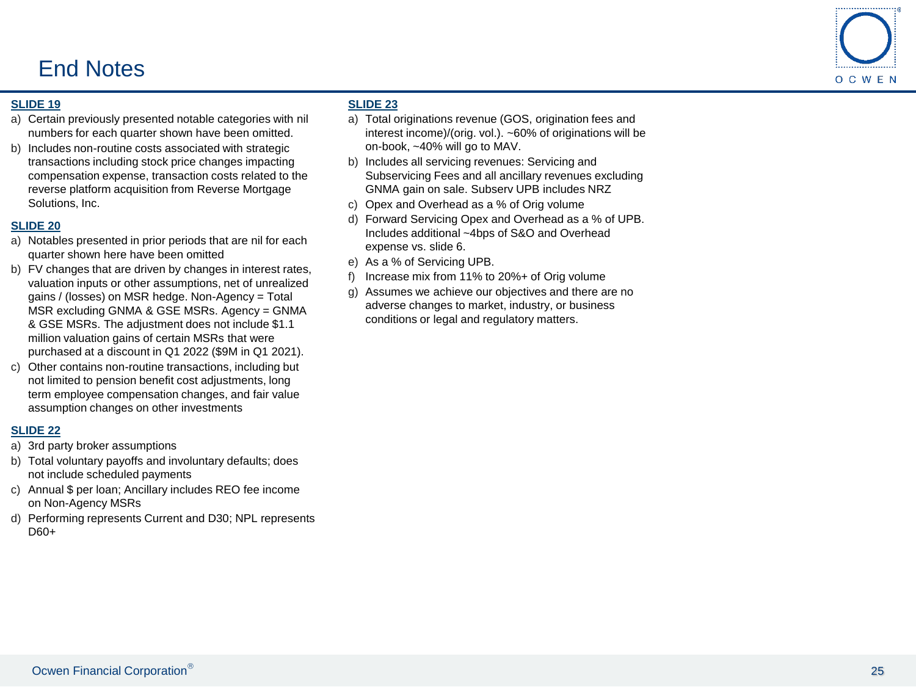# End Notes

**SLIDE 19**

a) Certain previously presented notable categories with nil numbers for each quarter shown have been omitted.
b) Includes non-routine costs associated with strategic transactions including stock price changes impacting compensation expense, transaction costs related to the reverse platform acquisition from Reverse Mortgage Solutions, Inc.

**SLIDE 20**

a) Notables presented in prior periods that are nil for each quarter shown here have been omitted
b) FV changes that are driven by changes in interest rates, valuation inputs or other assumptions, net of unrealized gains / (losses) on MSR hedge. Non-Agency = Total MSR excluding GNMA & GSE MSRs. Agency = GNMA & GSE MSRs. The adjustment does not include $1.1 million valuation gains of certain MSRs that were purchased at a discount in Q1 2022 ($9M in Q1 2021).
c) Other contains non-routine transactions, including but not limited to pension benefit cost adjustments, long term employee compensation changes, and fair value assumption changes on other investments

**SLIDE 22**

a) 3rd party broker assumptions
b) Total voluntary payoffs and involuntary defaults; does not include scheduled payments
c) Annual $ per loan; Ancillary includes REO fee income on Non-Agency MSRs
d) Performing represents Current and D30; NPL represents D60+

**SLIDE 23**

a) Total originations revenue (GOS, origination fees and interest income)/(orig. vol.). ~60% of originations will be on-book, ~40% will go to MAV.
b) Includes all servicing revenues: Servicing and Subservicing Fees and all ancillary revenues excluding GNMA gain on sale. Subserv UPB includes NRZ
c) Opex and Overhead as a % of Orig volume
d) Forward Servicing Opex and Overhead as a % of UPB. Includes additional ~4bps of S&O and Overhead expense vs. slide 6.
e) As a % of Servicing UPB.
f) Increase mix from 11% to 20%+ of Orig volume
g) Assumes we achieve our objectives and there are no adverse changes to market, industry, or business conditions or legal and regulatory matters.